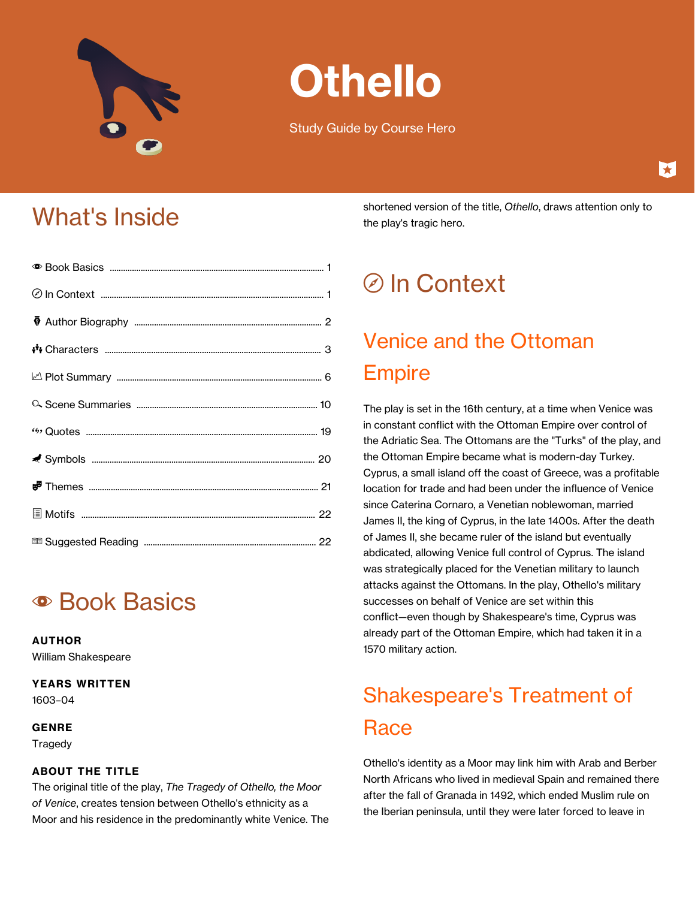# Othello

Study Guide by Course Hero

## What's Inside

- Book Basics ..... 1
- In Context ..... 1
- Author Biography ..... 2
- Characters ..... 3
- Plot Summary ..... 6
- Scene Summaries ..... 10
- Quotes ..... 19
- Symbols ..... 20
- Themes ..... 21
- Motifs ..... 22
- Suggested Reading ..... 22

## Book Basics

**AUTHOR**
William Shakespeare

**YEARS WRITTEN**
1603–04

**GENRE**
Tragedy

**ABOUT THE TITLE**
The original title of the play, *The Tragedy of Othello, the Moor of Venice*, creates tension between Othello's ethnicity as a Moor and his residence in the predominantly white Venice. The shortened version of the title, *Othello*, draws attention only to the play's tragic hero.

## In Context

### Venice and the Ottoman Empire

The play is set in the 16th century, at a time when Venice was in constant conflict with the Ottoman Empire over control of the Adriatic Sea. The Ottomans are the "Turks" of the play, and the Ottoman Empire became what is modern-day Turkey. Cyprus, a small island off the coast of Greece, was a profitable location for trade and had been under the influence of Venice since Caterina Cornaro, a Venetian noblewoman, married James II, the king of Cyprus, in the late 1400s. After the death of James II, she became ruler of the island but eventually abdicated, allowing Venice full control of Cyprus. The island was strategically placed for the Venetian military to launch attacks against the Ottomans. In the play, Othello's military successes on behalf of Venice are set within this conflict—even though by Shakespeare's time, Cyprus was already part of the Ottoman Empire, which had taken it in a 1570 military action.

### Shakespeare's Treatment of Race

Othello's identity as a Moor may link him with Arab and Berber North Africans who lived in medieval Spain and remained there after the fall of Granada in 1492, which ended Muslim rule on the Iberian peninsula, until they were later forced to leave in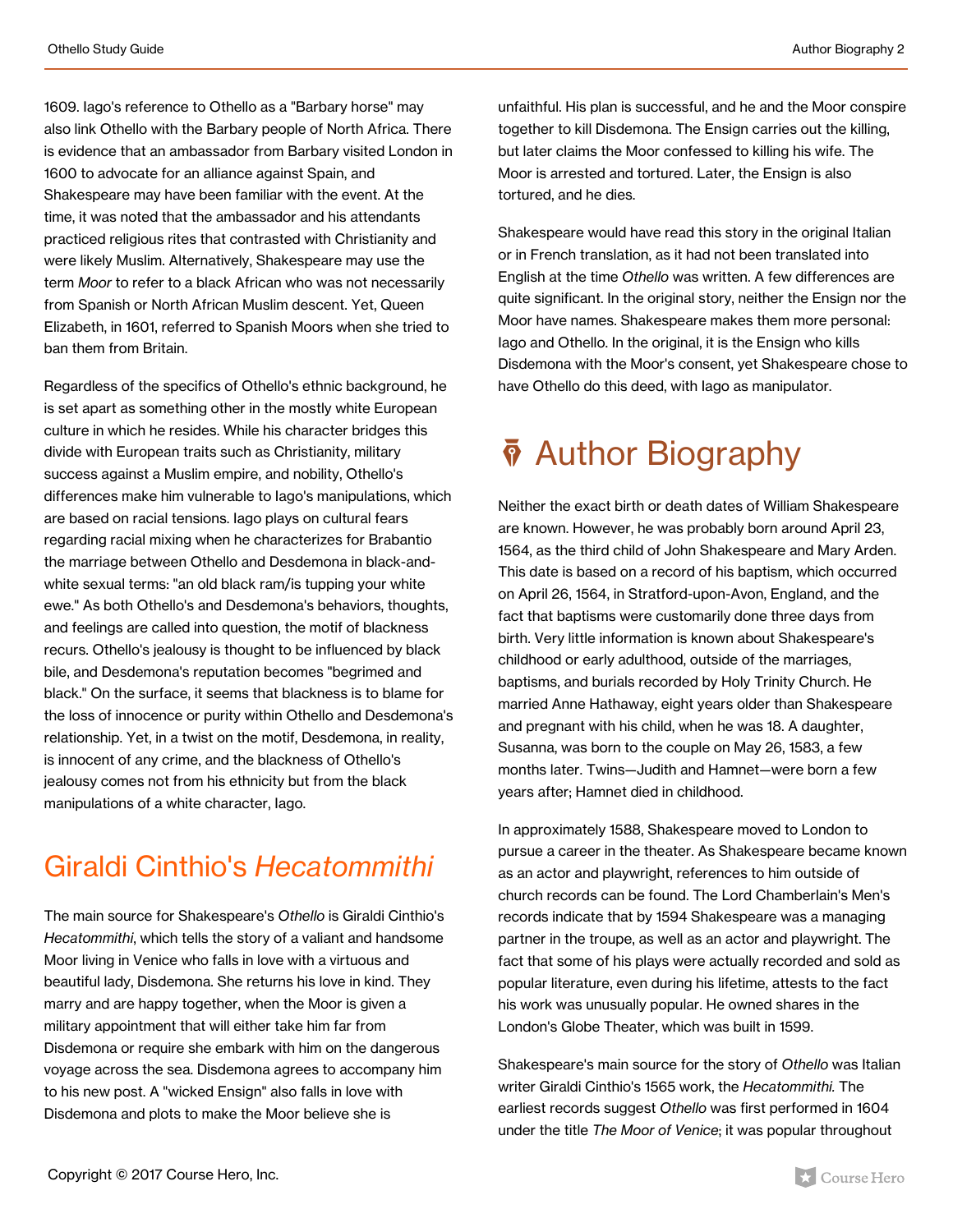1609. Iago's reference to Othello as a "Barbary horse" may also link Othello with the Barbary people of North Africa. There is evidence that an ambassador from Barbary visited London in 1600 to advocate for an alliance against Spain, and Shakespeare may have been familiar with the event. At the time, it was noted that the ambassador and his attendants practiced religious rites that contrasted with Christianity and were likely Muslim. Alternatively, Shakespeare may use the term *Moor* to refer to a black African who was not necessarily from Spanish or North African Muslim descent. Yet, Queen Elizabeth, in 1601, referred to Spanish Moors when she tried to ban them from Britain.

Regardless of the specifics of Othello's ethnic background, he is set apart as something other in the mostly white European culture in which he resides. While his character bridges this divide with European traits such as Christianity, military success against a Muslim empire, and nobility, Othello's differences make him vulnerable to Iago's manipulations, which are based on racial tensions. Iago plays on cultural fears regarding racial mixing when he characterizes for Brabantio the marriage between Othello and Desdemona in black-and-white sexual terms: "an old black ram/is tupping your white ewe." As both Othello's and Desdemona's behaviors, thoughts, and feelings are called into question, the motif of blackness recurs. Othello's jealousy is thought to be influenced by black bile, and Desdemona's reputation becomes "begrimed and black." On the surface, it seems that blackness is to blame for the loss of innocence or purity within Othello and Desdemona's relationship. Yet, in a twist on the motif, Desdemona, in reality, is innocent of any crime, and the blackness of Othello's jealousy comes not from his ethnicity but from the black manipulations of a white character, Iago.

## Giraldi Cinthio's *Hecatommithi*

The main source for Shakespeare's *Othello* is Giraldi Cinthio's *Hecatommithi*, which tells the story of a valiant and handsome Moor living in Venice who falls in love with a virtuous and beautiful lady, Disdemona. She returns his love in kind. They marry and are happy together, when the Moor is given a military appointment that will either take him far from Disdemona or require she embark with him on the dangerous voyage across the sea. Disdemona agrees to accompany him to his new post. A "wicked Ensign" also falls in love with Disdemona and plots to make the Moor believe she is unfaithful. His plan is successful, and he and the Moor conspire together to kill Disdemona. The Ensign carries out the killing, but later claims the Moor confessed to killing his wife. The Moor is arrested and tortured. Later, the Ensign is also tortured, and he dies.

Shakespeare would have read this story in the original Italian or in French translation, as it had not been translated into English at the time *Othello* was written. A few differences are quite significant. In the original story, neither the Ensign nor the Moor have names. Shakespeare makes them more personal: Iago and Othello. In the original, it is the Ensign who kills Disdemona with the Moor's consent, yet Shakespeare chose to have Othello do this deed, with Iago as manipulator.

# Author Biography

Neither the exact birth or death dates of William Shakespeare are known. However, he was probably born around April 23, 1564, as the third child of John Shakespeare and Mary Arden. This date is based on a record of his baptism, which occurred on April 26, 1564, in Stratford-upon-Avon, England, and the fact that baptisms were customarily done three days from birth. Very little information is known about Shakespeare's childhood or early adulthood, outside of the marriages, baptisms, and burials recorded by Holy Trinity Church. He married Anne Hathaway, eight years older than Shakespeare and pregnant with his child, when he was 18. A daughter, Susanna, was born to the couple on May 26, 1583, a few months later. Twins—Judith and Hamnet—were born a few years after; Hamnet died in childhood.

In approximately 1588, Shakespeare moved to London to pursue a career in the theater. As Shakespeare became known as an actor and playwright, references to him outside of church records can be found. The Lord Chamberlain's Men's records indicate that by 1594 Shakespeare was a managing partner in the troupe, as well as an actor and playwright. The fact that some of his plays were actually recorded and sold as popular literature, even during his lifetime, attests to the fact his work was unusually popular. He owned shares in the London's Globe Theater, which was built in 1599.

Shakespeare's main source for the story of *Othello* was Italian writer Giraldi Cinthio's 1565 work, the *Hecatommithi*. The earliest records suggest *Othello* was first performed in 1604 under the title *The Moor of Venice*; it was popular throughout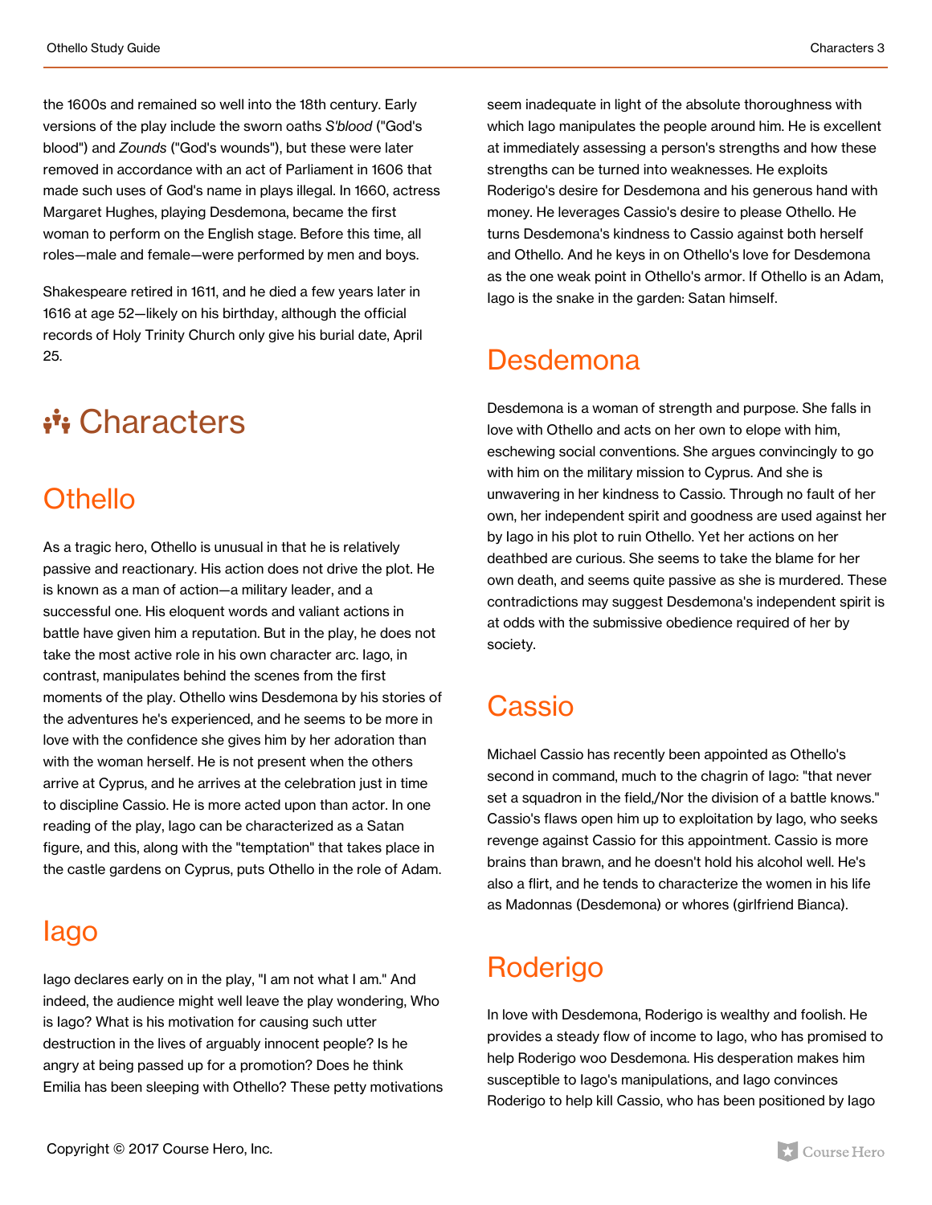the 1600s and remained so well into the 18th century. Early versions of the play include the sworn oaths *S'blood* ("God's blood") and *Zounds* ("God's wounds"), but these were later removed in accordance with an act of Parliament in 1606 that made such uses of God's name in plays illegal. In 1660, actress Margaret Hughes, playing Desdemona, became the first woman to perform on the English stage. Before this time, all roles—male and female—were performed by men and boys.

Shakespeare retired in 1611, and he died a few years later in 1616 at age 52—likely on his birthday, although the official records of Holy Trinity Church only give his burial date, April 25.

# Characters

## Othello

As a tragic hero, Othello is unusual in that he is relatively passive and reactionary. His action does not drive the plot. He is known as a man of action—a military leader, and a successful one. His eloquent words and valiant actions in battle have given him a reputation. But in the play, he does not take the most active role in his own character arc. Iago, in contrast, manipulates behind the scenes from the first moments of the play. Othello wins Desdemona by his stories of the adventures he's experienced, and he seems to be more in love with the confidence she gives him by her adoration than with the woman herself. He is not present when the others arrive at Cyprus, and he arrives at the celebration just in time to discipline Cassio. He is more acted upon than actor. In one reading of the play, Iago can be characterized as a Satan figure, and this, along with the "temptation" that takes place in the castle gardens on Cyprus, puts Othello in the role of Adam.

## Iago

Iago declares early on in the play, "I am not what I am." And indeed, the audience might well leave the play wondering, Who is Iago? What is his motivation for causing such utter destruction in the lives of arguably innocent people? Is he angry at being passed up for a promotion? Does he think Emilia has been sleeping with Othello? These petty motivations seem inadequate in light of the absolute thoroughness with which Iago manipulates the people around him. He is excellent at immediately assessing a person's strengths and how these strengths can be turned into weaknesses. He exploits Roderigo's desire for Desdemona and his generous hand with money. He leverages Cassio's desire to please Othello. He turns Desdemona's kindness to Cassio against both herself and Othello. And he keys in on Othello's love for Desdemona as the one weak point in Othello's armor. If Othello is an Adam, Iago is the snake in the garden: Satan himself.

## Desdemona

Desdemona is a woman of strength and purpose. She falls in love with Othello and acts on her own to elope with him, eschewing social conventions. She argues convincingly to go with him on the military mission to Cyprus. And she is unwavering in her kindness to Cassio. Through no fault of her own, her independent spirit and goodness are used against her by Iago in his plot to ruin Othello. Yet her actions on her deathbed are curious. She seems to take the blame for her own death, and seems quite passive as she is murdered. These contradictions may suggest Desdemona's independent spirit is at odds with the submissive obedience required of her by society.

## Cassio

Michael Cassio has recently been appointed as Othello's second in command, much to the chagrin of Iago: "that never set a squadron in the field,/Nor the division of a battle knows." Cassio's flaws open him up to exploitation by Iago, who seeks revenge against Cassio for this appointment. Cassio is more brains than brawn, and he doesn't hold his alcohol well. He's also a flirt, and he tends to characterize the women in his life as Madonnas (Desdemona) or whores (girlfriend Bianca).

## Roderigo

In love with Desdemona, Roderigo is wealthy and foolish. He provides a steady flow of income to Iago, who has promised to help Roderigo woo Desdemona. His desperation makes him susceptible to Iago's manipulations, and Iago convinces Roderigo to help kill Cassio, who has been positioned by Iago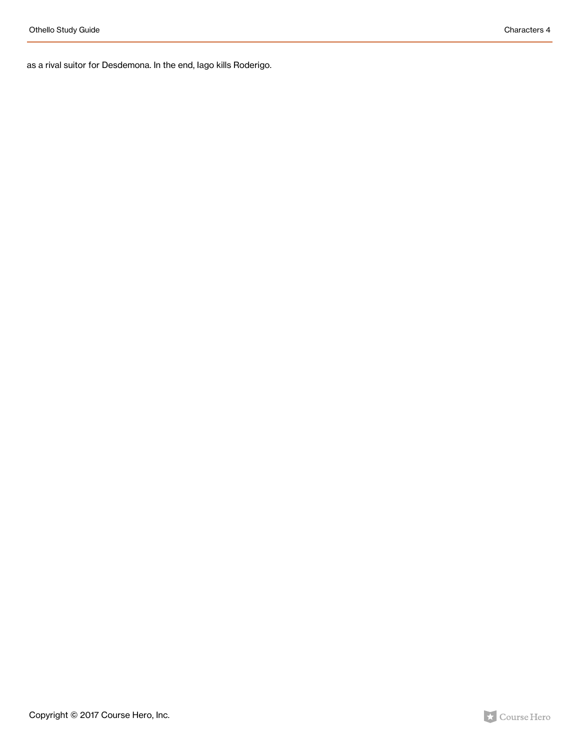as a rival suitor for Desdemona. In the end, Iago kills Roderigo.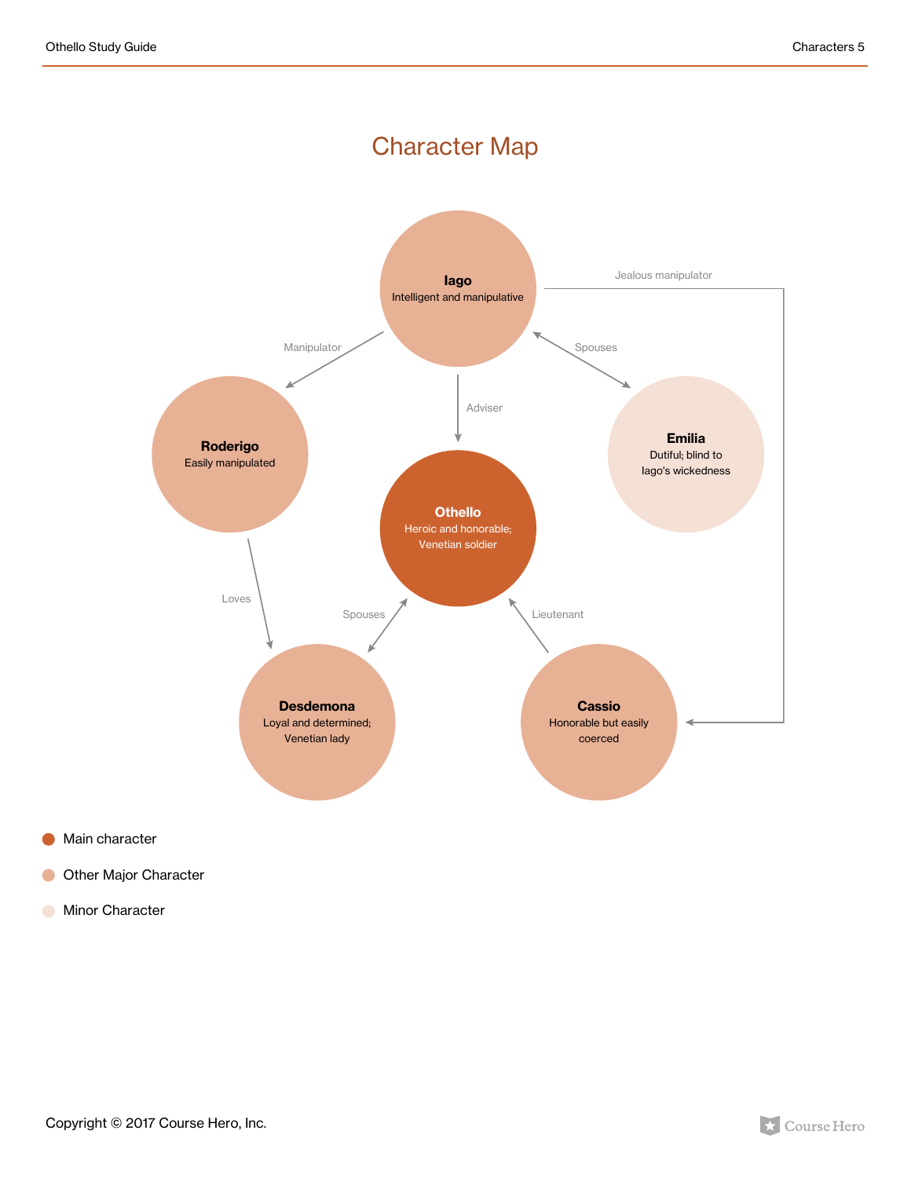# Character Map

**Iago**
Intelligent and manipulative

**Roderigo**
Easily manipulated

**Othello**
Heroic and honorable; Venetian soldier

**Emilia**
Dutiful; blind to Iago's wickedness

**Desdemona**
Loyal and determined; Venetian lady

**Cassio**
Honorable but easily coerced

Iago → Roderigo: Manipulator

Iago → Othello: Adviser

Iago ↔ Emilia: Spouses

Iago → Cassio: Jealous manipulator

Roderigo → Desdemona: Loves

Desdemona ↔ Othello: Spouses

Cassio → Othello: Lieutenant

- Main character
- Other Major Character
- Minor Character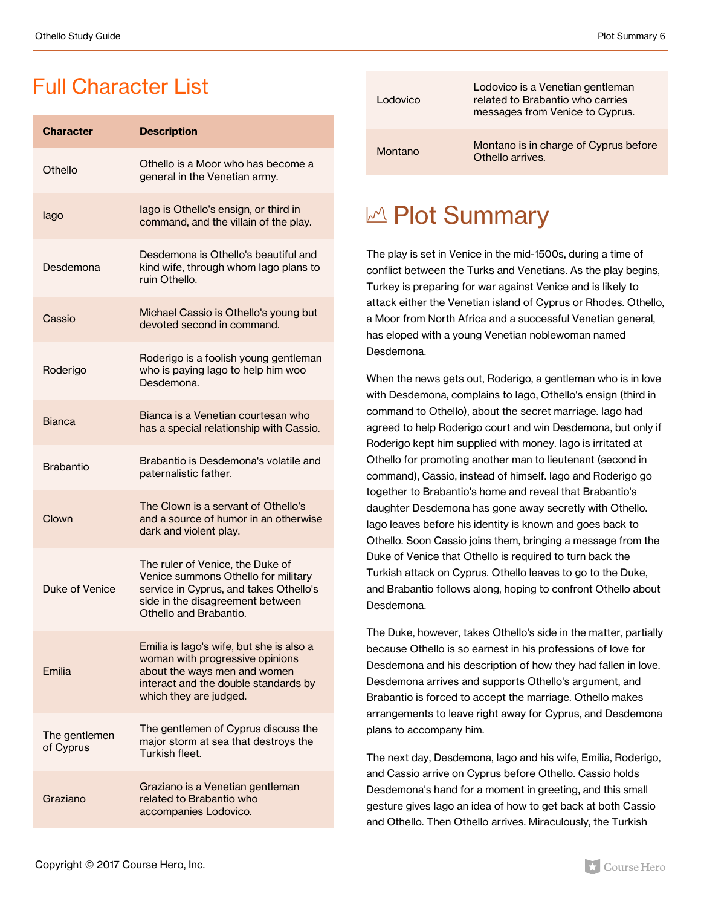## Full Character List

| Character | Description |
|---|---|
| Othello | Othello is a Moor who has become a general in the Venetian army. |
| Iago | Iago is Othello's ensign, or third in command, and the villain of the play. |
| Desdemona | Desdemona is Othello's beautiful and kind wife, through whom Iago plans to ruin Othello. |
| Cassio | Michael Cassio is Othello's young but devoted second in command. |
| Roderigo | Roderigo is a foolish young gentleman who is paying Iago to help him woo Desdemona. |
| Bianca | Bianca is a Venetian courtesan who has a special relationship with Cassio. |
| Brabantio | Brabantio is Desdemona's volatile and paternalistic father. |
| Clown | The Clown is a servant of Othello's and a source of humor in an otherwise dark and violent play. |
| Duke of Venice | The ruler of Venice, the Duke of Venice summons Othello for military service in Cyprus, and takes Othello's side in the disagreement between Othello and Brabantio. |
| Emilia | Emilia is Iago's wife, but she is also a woman with progressive opinions about the ways men and women interact and the double standards by which they are judged. |
| The gentlemen of Cyprus | The gentlemen of Cyprus discuss the major storm at sea that destroys the Turkish fleet. |
| Graziano | Graziano is a Venetian gentleman related to Brabantio who accompanies Lodovico. |
| Lodovico | Lodovico is a Venetian gentleman related to Brabantio who carries messages from Venice to Cyprus. |
| Montano | Montano is in charge of Cyprus before Othello arrives. |

## Plot Summary

The play is set in Venice in the mid-1500s, during a time of conflict between the Turks and Venetians. As the play begins, Turkey is preparing for war against Venice and is likely to attack either the Venetian island of Cyprus or Rhodes. Othello, a Moor from North Africa and a successful Venetian general, has eloped with a young Venetian noblewoman named Desdemona.

When the news gets out, Roderigo, a gentleman who is in love with Desdemona, complains to Iago, Othello's ensign (third in command to Othello), about the secret marriage. Iago had agreed to help Roderigo court and win Desdemona, but only if Roderigo kept him supplied with money. Iago is irritated at Othello for promoting another man to lieutenant (second in command), Cassio, instead of himself. Iago and Roderigo go together to Brabantio's home and reveal that Brabantio's daughter Desdemona has gone away secretly with Othello. Iago leaves before his identity is known and goes back to Othello. Soon Cassio joins them, bringing a message from the Duke of Venice that Othello is required to turn back the Turkish attack on Cyprus. Othello leaves to go to the Duke, and Brabantio follows along, hoping to confront Othello about Desdemona.

The Duke, however, takes Othello's side in the matter, partially because Othello is so earnest in his professions of love for Desdemona and his description of how they had fallen in love. Desdemona arrives and supports Othello's argument, and Brabantio is forced to accept the marriage. Othello makes arrangements to leave right away for Cyprus, and Desdemona plans to accompany him.

The next day, Desdemona, Iago and his wife, Emilia, Roderigo, and Cassio arrive on Cyprus before Othello. Cassio holds Desdemona's hand for a moment in greeting, and this small gesture gives Iago an idea of how to get back at both Cassio and Othello. Then Othello arrives. Miraculously, the Turkish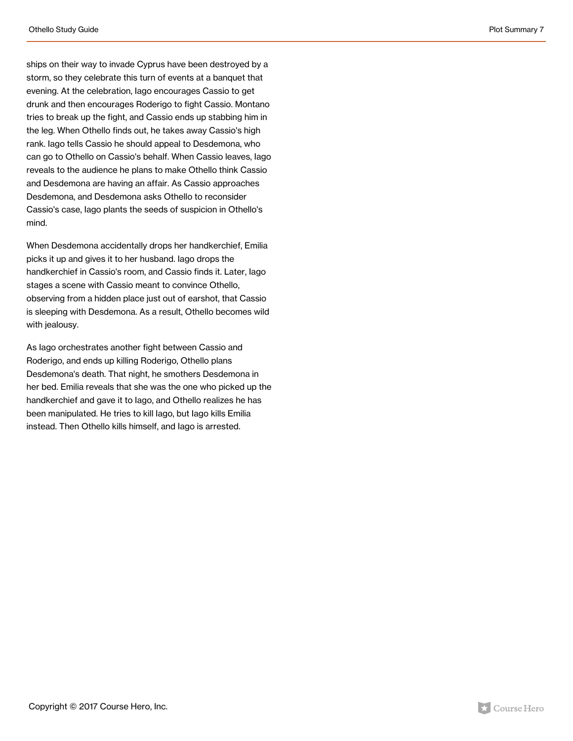ships on their way to invade Cyprus have been destroyed by a storm, so they celebrate this turn of events at a banquet that evening. At the celebration, Iago encourages Cassio to get drunk and then encourages Roderigo to fight Cassio. Montano tries to break up the fight, and Cassio ends up stabbing him in the leg. When Othello finds out, he takes away Cassio's high rank. Iago tells Cassio he should appeal to Desdemona, who can go to Othello on Cassio's behalf. When Cassio leaves, Iago reveals to the audience he plans to make Othello think Cassio and Desdemona are having an affair. As Cassio approaches Desdemona, and Desdemona asks Othello to reconsider Cassio's case, Iago plants the seeds of suspicion in Othello's mind.

When Desdemona accidentally drops her handkerchief, Emilia picks it up and gives it to her husband. Iago drops the handkerchief in Cassio's room, and Cassio finds it. Later, Iago stages a scene with Cassio meant to convince Othello, observing from a hidden place just out of earshot, that Cassio is sleeping with Desdemona. As a result, Othello becomes wild with jealousy.

As Iago orchestrates another fight between Cassio and Roderigo, and ends up killing Roderigo, Othello plans Desdemona's death. That night, he smothers Desdemona in her bed. Emilia reveals that she was the one who picked up the handkerchief and gave it to Iago, and Othello realizes he has been manipulated. He tries to kill Iago, but Iago kills Emilia instead. Then Othello kills himself, and Iago is arrested.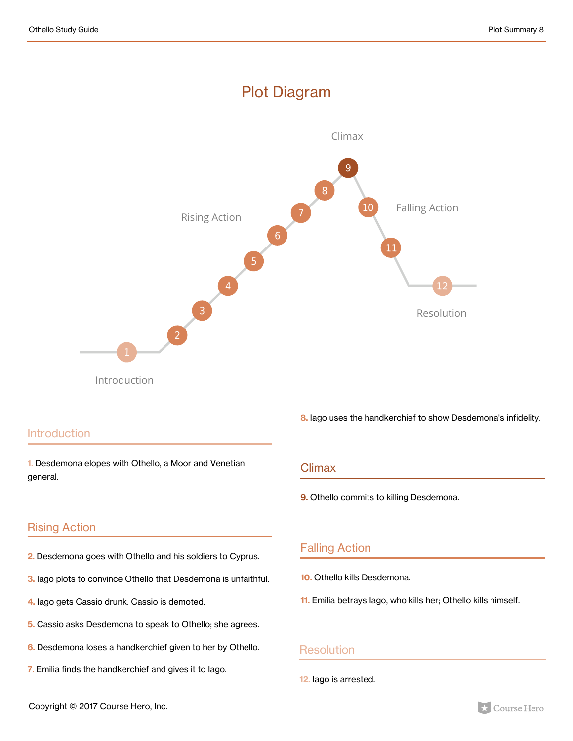# Plot Diagram

Climax

Rising Action

Falling Action

Resolution

Introduction

## Introduction

1. Desdemona elopes with Othello, a Moor and Venetian general.

## Rising Action

2. Desdemona goes with Othello and his soldiers to Cyprus.

3. Iago plots to convince Othello that Desdemona is unfaithful.

4. Iago gets Cassio drunk. Cassio is demoted.

5. Cassio asks Desdemona to speak to Othello; she agrees.

6. Desdemona loses a handkerchief given to her by Othello.

7. Emilia finds the handkerchief and gives it to Iago.

8. Iago uses the handkerchief to show Desdemona's infidelity.

## Climax

9. Othello commits to killing Desdemona.

## Falling Action

10. Othello kills Desdemona.

11. Emilia betrays Iago, who kills her; Othello kills himself.

## Resolution

12. Iago is arrested.

Copyright © 2017 Course Hero, Inc.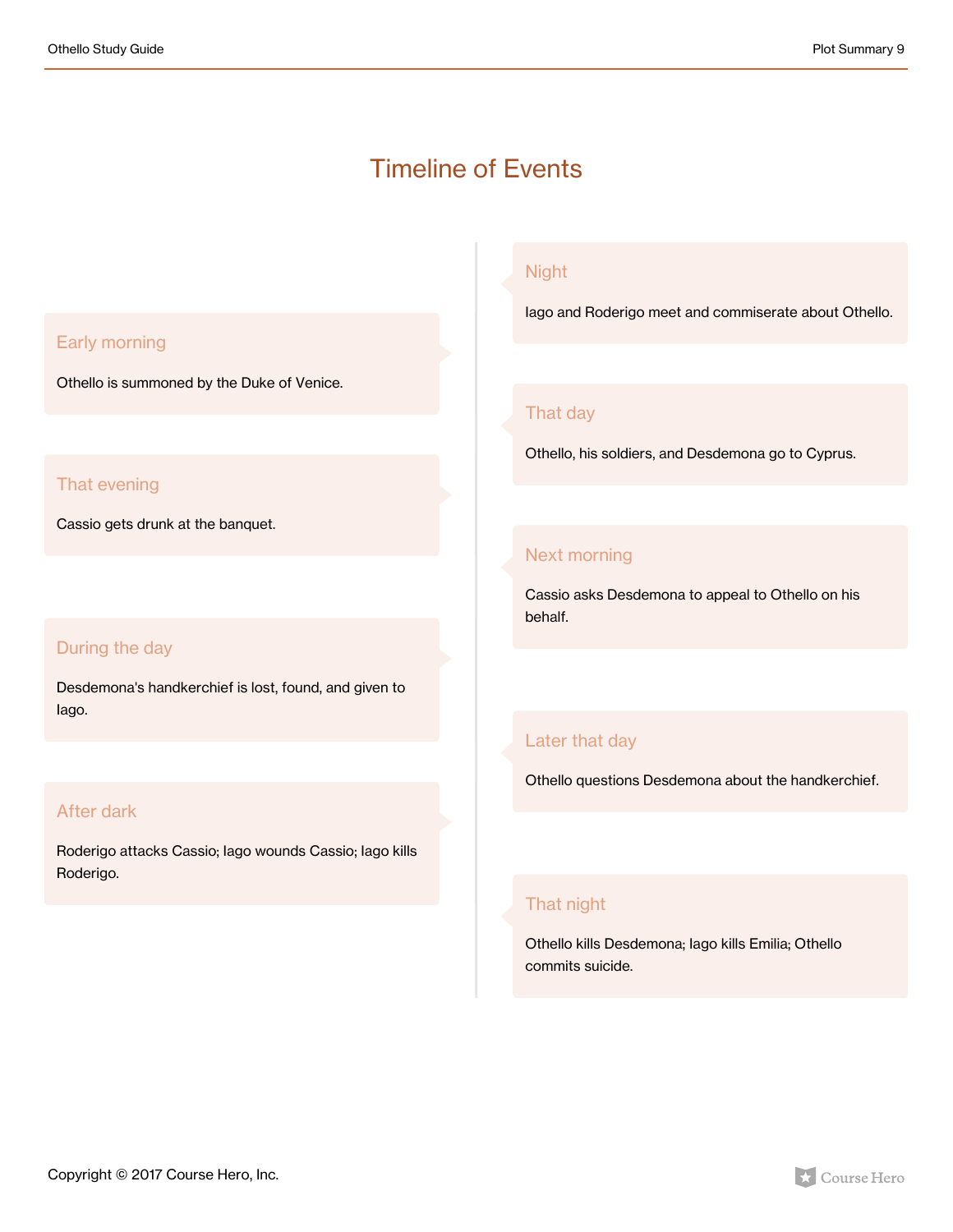# Timeline of Events

**Night**

Iago and Roderigo meet and commiserate about Othello.

**Early morning**

Othello is summoned by the Duke of Venice.

**That day**

Othello, his soldiers, and Desdemona go to Cyprus.

**That evening**

Cassio gets drunk at the banquet.

**Next morning**

Cassio asks Desdemona to appeal to Othello on his behalf.

**During the day**

Desdemona's handkerchief is lost, found, and given to Iago.

**Later that day**

Othello questions Desdemona about the handkerchief.

**After dark**

Roderigo attacks Cassio; Iago wounds Cassio; Iago kills Roderigo.

**That night**

Othello kills Desdemona; Iago kills Emilia; Othello commits suicide.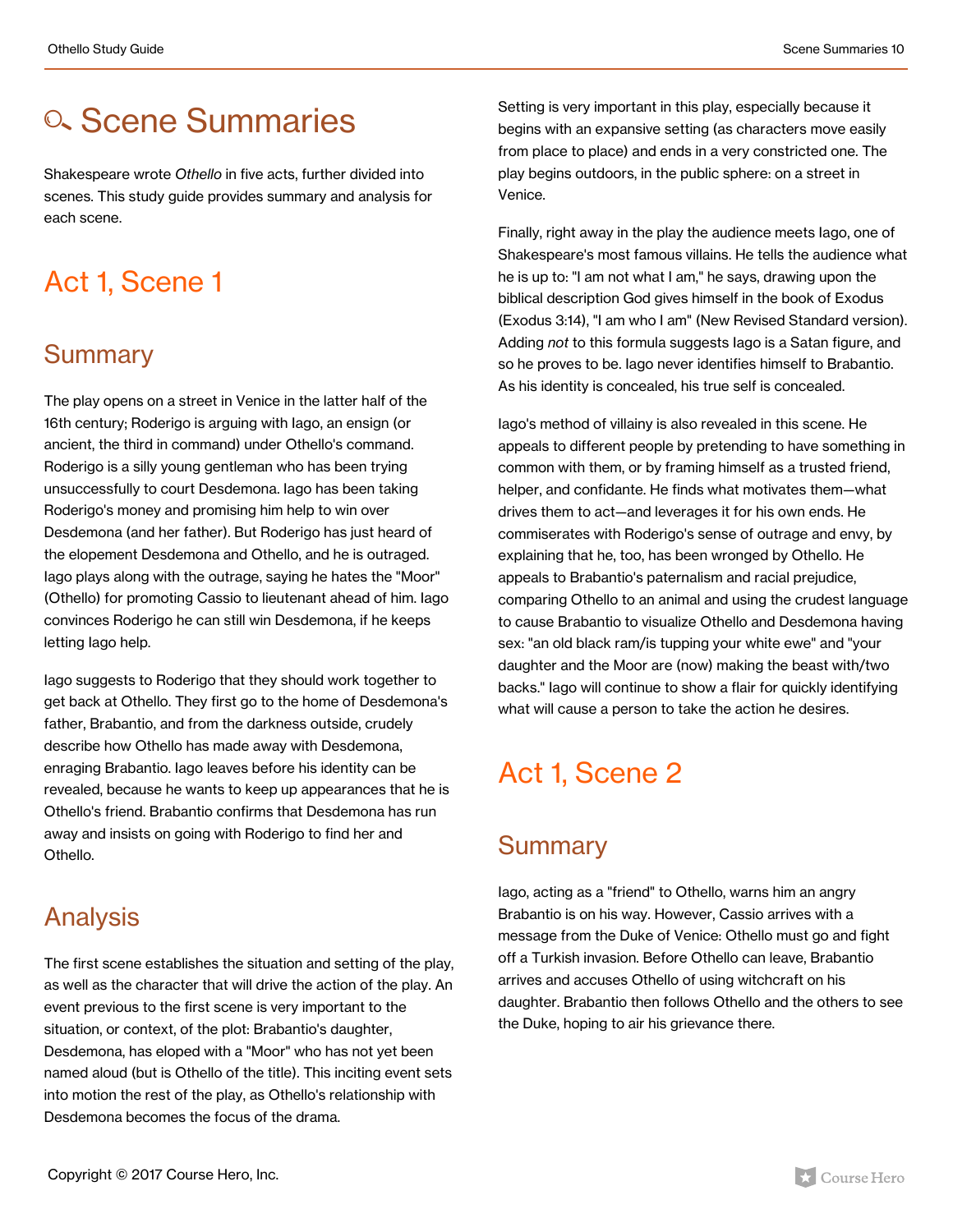# Scene Summaries

Shakespeare wrote *Othello* in five acts, further divided into scenes. This study guide provides summary and analysis for each scene.

## Act 1, Scene 1

### Summary

The play opens on a street in Venice in the latter half of the 16th century; Roderigo is arguing with Iago, an ensign (or ancient, the third in command) under Othello's command. Roderigo is a silly young gentleman who has been trying unsuccessfully to court Desdemona. Iago has been taking Roderigo's money and promising him help to win over Desdemona (and her father). But Roderigo has just heard of the elopement Desdemona and Othello, and he is outraged. Iago plays along with the outrage, saying he hates the "Moor" (Othello) for promoting Cassio to lieutenant ahead of him. Iago convinces Roderigo he can still win Desdemona, if he keeps letting Iago help.

Iago suggests to Roderigo that they should work together to get back at Othello. They first go to the home of Desdemona's father, Brabantio, and from the darkness outside, crudely describe how Othello has made away with Desdemona, enraging Brabantio. Iago leaves before his identity can be revealed, because he wants to keep up appearances that he is Othello's friend. Brabantio confirms that Desdemona has run away and insists on going with Roderigo to find her and Othello.

### Analysis

The first scene establishes the situation and setting of the play, as well as the character that will drive the action of the play. An event previous to the first scene is very important to the situation, or context, of the plot: Brabantio's daughter, Desdemona, has eloped with a "Moor" who has not yet been named aloud (but is Othello of the title). This inciting event sets into motion the rest of the play, as Othello's relationship with Desdemona becomes the focus of the drama.

Setting is very important in this play, especially because it begins with an expansive setting (as characters move easily from place to place) and ends in a very constricted one. The play begins outdoors, in the public sphere: on a street in Venice.

Finally, right away in the play the audience meets Iago, one of Shakespeare's most famous villains. He tells the audience what he is up to: "I am not what I am," he says, drawing upon the biblical description God gives himself in the book of Exodus (Exodus 3:14), "I am who I am" (New Revised Standard version). Adding *not* to this formula suggests Iago is a Satan figure, and so he proves to be. Iago never identifies himself to Brabantio. As his identity is concealed, his true self is concealed.

Iago's method of villainy is also revealed in this scene. He appeals to different people by pretending to have something in common with them, or by framing himself as a trusted friend, helper, and confidante. He finds what motivates them—what drives them to act—and leverages it for his own ends. He commiserates with Roderigo's sense of outrage and envy, by explaining that he, too, has been wronged by Othello. He appeals to Brabantio's paternalism and racial prejudice, comparing Othello to an animal and using the crudest language to cause Brabantio to visualize Othello and Desdemona having sex: "an old black ram/is tupping your white ewe" and "your daughter and the Moor are (now) making the beast with/two backs." Iago will continue to show a flair for quickly identifying what will cause a person to take the action he desires.

## Act 1, Scene 2

### Summary

Iago, acting as a "friend" to Othello, warns him an angry Brabantio is on his way. However, Cassio arrives with a message from the Duke of Venice: Othello must go and fight off a Turkish invasion. Before Othello can leave, Brabantio arrives and accuses Othello of using witchcraft on his daughter. Brabantio then follows Othello and the others to see the Duke, hoping to air his grievance there.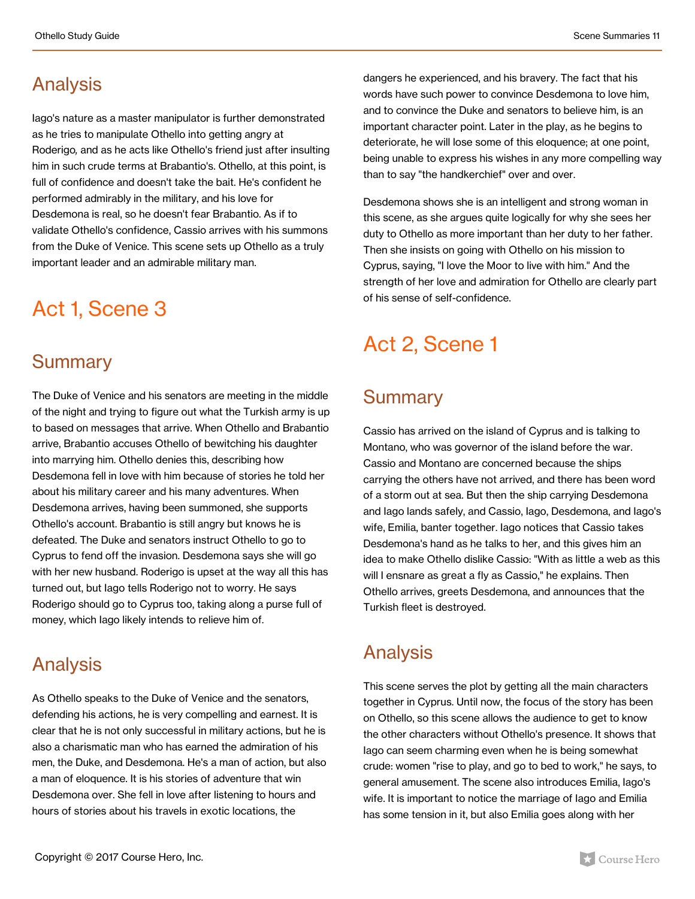## Analysis

Iago's nature as a master manipulator is further demonstrated as he tries to manipulate Othello into getting angry at Roderigo, and as he acts like Othello's friend just after insulting him in such crude terms at Brabantio's. Othello, at this point, is full of confidence and doesn't take the bait. He's confident he performed admirably in the military, and his love for Desdemona is real, so he doesn't fear Brabantio. As if to validate Othello's confidence, Cassio arrives with his summons from the Duke of Venice. This scene sets up Othello as a truly important leader and an admirable military man.

# Act 1, Scene 3

## Summary

The Duke of Venice and his senators are meeting in the middle of the night and trying to figure out what the Turkish army is up to based on messages that arrive. When Othello and Brabantio arrive, Brabantio accuses Othello of bewitching his daughter into marrying him. Othello denies this, describing how Desdemona fell in love with him because of stories he told her about his military career and his many adventures. When Desdemona arrives, having been summoned, she supports Othello's account. Brabantio is still angry but knows he is defeated. The Duke and senators instruct Othello to go to Cyprus to fend off the invasion. Desdemona says she will go with her new husband. Roderigo is upset at the way all this has turned out, but Iago tells Roderigo not to worry. He says Roderigo should go to Cyprus too, taking along a purse full of money, which Iago likely intends to relieve him of.

## Analysis

As Othello speaks to the Duke of Venice and the senators, defending his actions, he is very compelling and earnest. It is clear that he is not only successful in military actions, but he is also a charismatic man who has earned the admiration of his men, the Duke, and Desdemona. He's a man of action, but also a man of eloquence. It is his stories of adventure that win Desdemona over. She fell in love after listening to hours and hours of stories about his travels in exotic locations, the dangers he experienced, and his bravery. The fact that his words have such power to convince Desdemona to love him, and to convince the Duke and senators to believe him, is an important character point. Later in the play, as he begins to deteriorate, he will lose some of this eloquence; at one point, being unable to express his wishes in any more compelling way than to say "the handkerchief" over and over.

Desdemona shows she is an intelligent and strong woman in this scene, as she argues quite logically for why she sees her duty to Othello as more important than her duty to her father. Then she insists on going with Othello on his mission to Cyprus, saying, "I love the Moor to live with him." And the strength of her love and admiration for Othello are clearly part of his sense of self-confidence.

# Act 2, Scene 1

## Summary

Cassio has arrived on the island of Cyprus and is talking to Montano, who was governor of the island before the war. Cassio and Montano are concerned because the ships carrying the others have not arrived, and there has been word of a storm out at sea. But then the ship carrying Desdemona and Iago lands safely, and Cassio, Iago, Desdemona, and Iago's wife, Emilia, banter together. Iago notices that Cassio takes Desdemona's hand as he talks to her, and this gives him an idea to make Othello dislike Cassio: "With as little a web as this will I ensnare as great a fly as Cassio," he explains. Then Othello arrives, greets Desdemona, and announces that the Turkish fleet is destroyed.

## Analysis

This scene serves the plot by getting all the main characters together in Cyprus. Until now, the focus of the story has been on Othello, so this scene allows the audience to get to know the other characters without Othello's presence. It shows that Iago can seem charming even when he is being somewhat crude: women "rise to play, and go to bed to work," he says, to general amusement. The scene also introduces Emilia, Iago's wife. It is important to notice the marriage of Iago and Emilia has some tension in it, but also Emilia goes along with her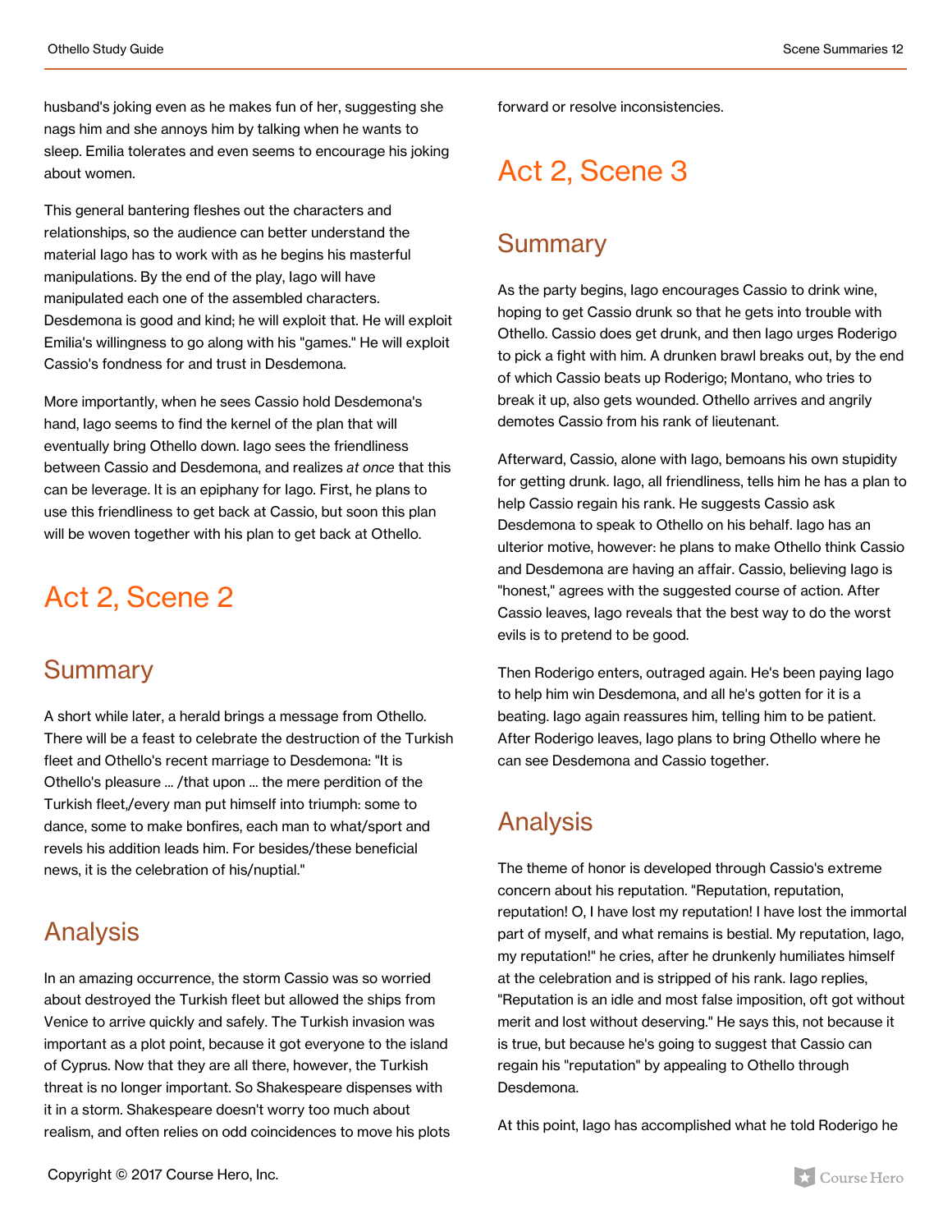husband's joking even as he makes fun of her, suggesting she nags him and she annoys him by talking when he wants to sleep. Emilia tolerates and even seems to encourage his joking about women.

This general bantering fleshes out the characters and relationships, so the audience can better understand the material Iago has to work with as he begins his masterful manipulations. By the end of the play, Iago will have manipulated each one of the assembled characters. Desdemona is good and kind; he will exploit that. He will exploit Emilia's willingness to go along with his "games." He will exploit Cassio's fondness for and trust in Desdemona.

More importantly, when he sees Cassio hold Desdemona's hand, Iago seems to find the kernel of the plan that will eventually bring Othello down. Iago sees the friendliness between Cassio and Desdemona, and realizes *at once* that this can be leverage. It is an epiphany for Iago. First, he plans to use this friendliness to get back at Cassio, but soon this plan will be woven together with his plan to get back at Othello.

# Act 2, Scene 2

## Summary

A short while later, a herald brings a message from Othello. There will be a feast to celebrate the destruction of the Turkish fleet and Othello's recent marriage to Desdemona: "It is Othello's pleasure ... /that upon ... the mere perdition of the Turkish fleet,/every man put himself into triumph: some to dance, some to make bonfires, each man to what/sport and revels his addition leads him. For besides/these beneficial news, it is the celebration of his/nuptial."

## Analysis

In an amazing occurrence, the storm Cassio was so worried about destroyed the Turkish fleet but allowed the ships from Venice to arrive quickly and safely. The Turkish invasion was important as a plot point, because it got everyone to the island of Cyprus. Now that they are all there, however, the Turkish threat is no longer important. So Shakespeare dispenses with it in a storm. Shakespeare doesn't worry too much about realism, and often relies on odd coincidences to move his plots forward or resolve inconsistencies.

# Act 2, Scene 3

## Summary

As the party begins, Iago encourages Cassio to drink wine, hoping to get Cassio drunk so that he gets into trouble with Othello. Cassio does get drunk, and then Iago urges Roderigo to pick a fight with him. A drunken brawl breaks out, by the end of which Cassio beats up Roderigo; Montano, who tries to break it up, also gets wounded. Othello arrives and angrily demotes Cassio from his rank of lieutenant.

Afterward, Cassio, alone with Iago, bemoans his own stupidity for getting drunk. Iago, all friendliness, tells him he has a plan to help Cassio regain his rank. He suggests Cassio ask Desdemona to speak to Othello on his behalf. Iago has an ulterior motive, however: he plans to make Othello think Cassio and Desdemona are having an affair. Cassio, believing Iago is "honest," agrees with the suggested course of action. After Cassio leaves, Iago reveals that the best way to do the worst evils is to pretend to be good.

Then Roderigo enters, outraged again. He's been paying Iago to help him win Desdemona, and all he's gotten for it is a beating. Iago again reassures him, telling him to be patient. After Roderigo leaves, Iago plans to bring Othello where he can see Desdemona and Cassio together.

## Analysis

The theme of honor is developed through Cassio's extreme concern about his reputation. "Reputation, reputation, reputation! O, I have lost my reputation! I have lost the immortal part of myself, and what remains is bestial. My reputation, Iago, my reputation!" he cries, after he drunkenly humiliates himself at the celebration and is stripped of his rank. Iago replies, "Reputation is an idle and most false imposition, oft got without merit and lost without deserving." He says this, not because it is true, but because he's going to suggest that Cassio can regain his "reputation" by appealing to Othello through Desdemona.

At this point, Iago has accomplished what he told Roderigo he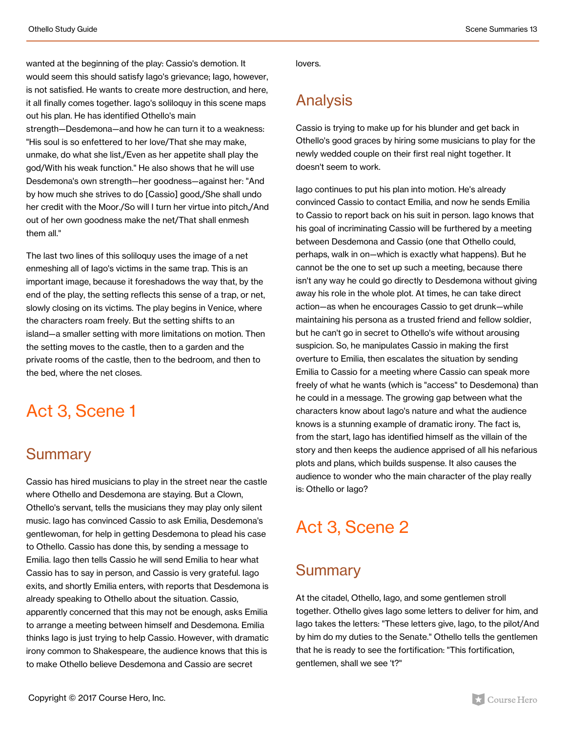wanted at the beginning of the play: Cassio's demotion. It would seem this should satisfy Iago's grievance; Iago, however, is not satisfied. He wants to create more destruction, and here, it all finally comes together. Iago's soliloquy in this scene maps out his plan. He has identified Othello's main strength—Desdemona—and how he can turn it to a weakness: "His soul is so enfettered to her love/That she may make, unmake, do what she list,/Even as her appetite shall play the god/With his weak function." He also shows that he will use Desdemona's own strength—her goodness—against her: "And by how much she strives to do [Cassio] good,/She shall undo her credit with the Moor./So will I turn her virtue into pitch,/And out of her own goodness make the net/That shall enmesh them all."

The last two lines of this soliloquy uses the image of a net enmeshing all of Iago's victims in the same trap. This is an important image, because it foreshadows the way that, by the end of the play, the setting reflects this sense of a trap, or net, slowly closing on its victims. The play begins in Venice, where the characters roam freely. But the setting shifts to an island—a smaller setting with more limitations on motion. Then the setting moves to the castle, then to a garden and the private rooms of the castle, then to the bedroom, and then to the bed, where the net closes.

# Act 3, Scene 1

## Summary

Cassio has hired musicians to play in the street near the castle where Othello and Desdemona are staying. But a Clown, Othello's servant, tells the musicians they may play only silent music. Iago has convinced Cassio to ask Emilia, Desdemona's gentlewoman, for help in getting Desdemona to plead his case to Othello. Cassio has done this, by sending a message to Emilia. Iago then tells Cassio he will send Emilia to hear what Cassio has to say in person, and Cassio is very grateful. Iago exits, and shortly Emilia enters, with reports that Desdemona is already speaking to Othello about the situation. Cassio, apparently concerned that this may not be enough, asks Emilia to arrange a meeting between himself and Desdemona. Emilia thinks Iago is just trying to help Cassio. However, with dramatic irony common to Shakespeare, the audience knows that this is to make Othello believe Desdemona and Cassio are secret lovers.

## Analysis

Cassio is trying to make up for his blunder and get back in Othello's good graces by hiring some musicians to play for the newly wedded couple on their first real night together. It doesn't seem to work.

Iago continues to put his plan into motion. He's already convinced Cassio to contact Emilia, and now he sends Emilia to Cassio to report back on his suit in person. Iago knows that his goal of incriminating Cassio will be furthered by a meeting between Desdemona and Cassio (one that Othello could, perhaps, walk in on—which is exactly what happens). But he cannot be the one to set up such a meeting, because there isn't any way he could go directly to Desdemona without giving away his role in the whole plot. At times, he can take direct action—as when he encourages Cassio to get drunk—while maintaining his persona as a trusted friend and fellow soldier, but he can't go in secret to Othello's wife without arousing suspicion. So, he manipulates Cassio in making the first overture to Emilia, then escalates the situation by sending Emilia to Cassio for a meeting where Cassio can speak more freely of what he wants (which is "access" to Desdemona) than he could in a message. The growing gap between what the characters know about Iago's nature and what the audience knows is a stunning example of dramatic irony. The fact is, from the start, Iago has identified himself as the villain of the story and then keeps the audience apprised of all his nefarious plots and plans, which builds suspense. It also causes the audience to wonder who the main character of the play really is: Othello or Iago?

# Act 3, Scene 2

## Summary

At the citadel, Othello, Iago, and some gentlemen stroll together. Othello gives Iago some letters to deliver for him, and Iago takes the letters: "These letters give, Iago, to the pilot/And by him do my duties to the Senate." Othello tells the gentlemen that he is ready to see the fortification: "This fortification, gentlemen, shall we see 't?"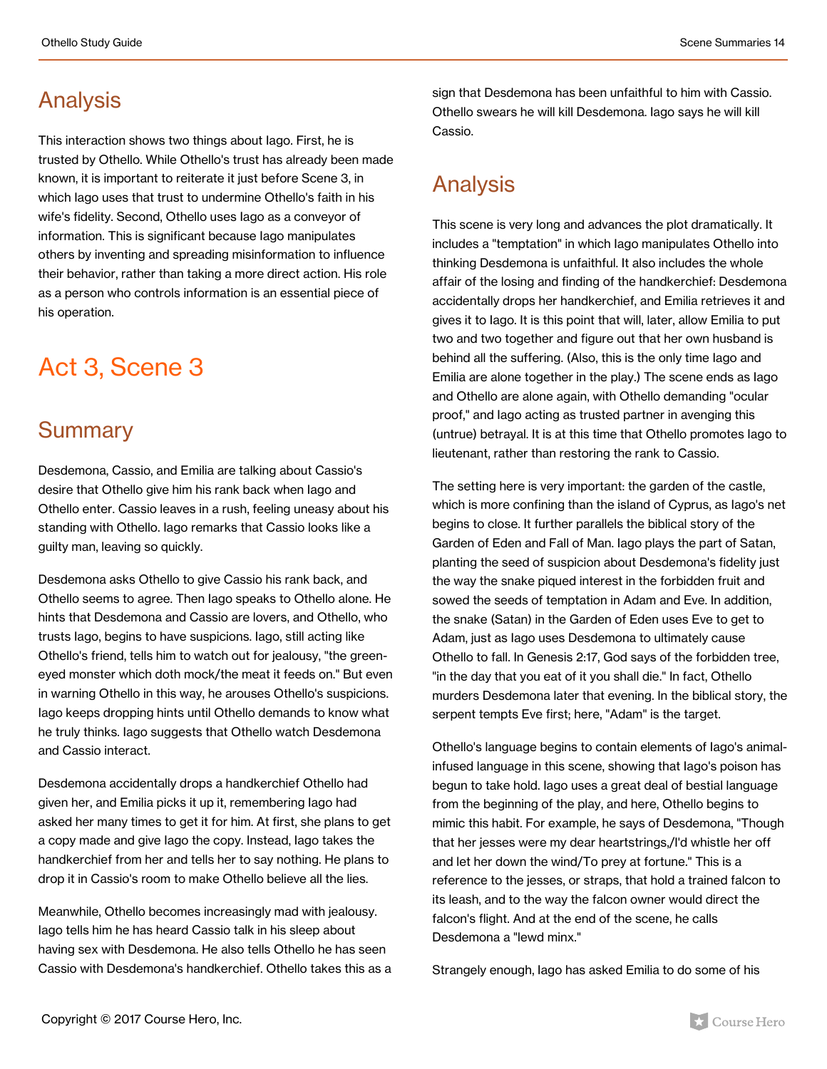## Analysis

This interaction shows two things about Iago. First, he is trusted by Othello. While Othello's trust has already been made known, it is important to reiterate it just before Scene 3, in which Iago uses that trust to undermine Othello's faith in his wife's fidelity. Second, Othello uses Iago as a conveyor of information. This is significant because Iago manipulates others by inventing and spreading misinformation to influence their behavior, rather than taking a more direct action. His role as a person who controls information is an essential piece of his operation.

# Act 3, Scene 3

## Summary

Desdemona, Cassio, and Emilia are talking about Cassio's desire that Othello give him his rank back when Iago and Othello enter. Cassio leaves in a rush, feeling uneasy about his standing with Othello. Iago remarks that Cassio looks like a guilty man, leaving so quickly.

Desdemona asks Othello to give Cassio his rank back, and Othello seems to agree. Then Iago speaks to Othello alone. He hints that Desdemona and Cassio are lovers, and Othello, who trusts Iago, begins to have suspicions. Iago, still acting like Othello's friend, tells him to watch out for jealousy, "the green-eyed monster which doth mock/the meat it feeds on." But even in warning Othello in this way, he arouses Othello's suspicions. Iago keeps dropping hints until Othello demands to know what he truly thinks. Iago suggests that Othello watch Desdemona and Cassio interact.

Desdemona accidentally drops a handkerchief Othello had given her, and Emilia picks it up it, remembering Iago had asked her many times to get it for him. At first, she plans to get a copy made and give Iago the copy. Instead, Iago takes the handkerchief from her and tells her to say nothing. He plans to drop it in Cassio's room to make Othello believe all the lies.

Meanwhile, Othello becomes increasingly mad with jealousy. Iago tells him he has heard Cassio talk in his sleep about having sex with Desdemona. He also tells Othello he has seen Cassio with Desdemona's handkerchief. Othello takes this as a sign that Desdemona has been unfaithful to him with Cassio. Othello swears he will kill Desdemona. Iago says he will kill Cassio.

## Analysis

This scene is very long and advances the plot dramatically. It includes a "temptation" in which Iago manipulates Othello into thinking Desdemona is unfaithful. It also includes the whole affair of the losing and finding of the handkerchief: Desdemona accidentally drops her handkerchief, and Emilia retrieves it and gives it to Iago. It is this point that will, later, allow Emilia to put two and two together and figure out that her own husband is behind all the suffering. (Also, this is the only time Iago and Emilia are alone together in the play.) The scene ends as Iago and Othello are alone again, with Othello demanding "ocular proof," and Iago acting as trusted partner in avenging this (untrue) betrayal. It is at this time that Othello promotes Iago to lieutenant, rather than restoring the rank to Cassio.

The setting here is very important: the garden of the castle, which is more confining than the island of Cyprus, as Iago's net begins to close. It further parallels the biblical story of the Garden of Eden and Fall of Man. Iago plays the part of Satan, planting the seed of suspicion about Desdemona's fidelity just the way the snake piqued interest in the forbidden fruit and sowed the seeds of temptation in Adam and Eve. In addition, the snake (Satan) in the Garden of Eden uses Eve to get to Adam, just as Iago uses Desdemona to ultimately cause Othello to fall. In Genesis 2:17, God says of the forbidden tree, "in the day that you eat of it you shall die." In fact, Othello murders Desdemona later that evening. In the biblical story, the serpent tempts Eve first; here, "Adam" is the target.

Othello's language begins to contain elements of Iago's animal-infused language in this scene, showing that Iago's poison has begun to take hold. Iago uses a great deal of bestial language from the beginning of the play, and here, Othello begins to mimic this habit. For example, he says of Desdemona, "Though that her jesses were my dear heartstrings,/I'd whistle her off and let her down the wind/To prey at fortune." This is a reference to the jesses, or straps, that hold a trained falcon to its leash, and to the way the falcon owner would direct the falcon's flight. And at the end of the scene, he calls Desdemona a "lewd minx."

Strangely enough, Iago has asked Emilia to do some of his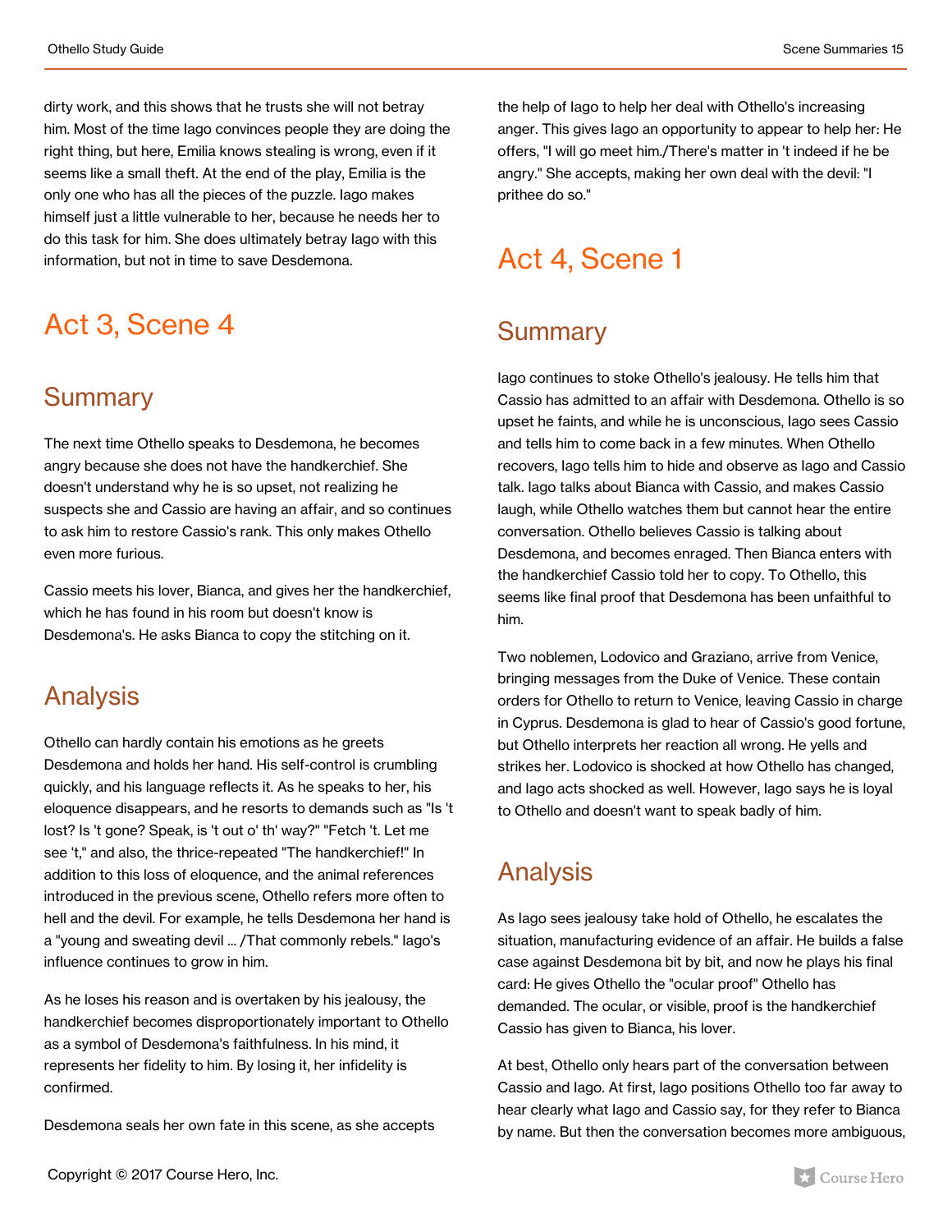dirty work, and this shows that he trusts she will not betray him. Most of the time Iago convinces people they are doing the right thing, but here, Emilia knows stealing is wrong, even if it seems like a small theft. At the end of the play, Emilia is the only one who has all the pieces of the puzzle. Iago makes himself just a little vulnerable to her, because he needs her to do this task for him. She does ultimately betray Iago with this information, but not in time to save Desdemona.

# Act 3, Scene 4

## Summary

The next time Othello speaks to Desdemona, he becomes angry because she does not have the handkerchief. She doesn't understand why he is so upset, not realizing he suspects she and Cassio are having an affair, and so continues to ask him to restore Cassio's rank. This only makes Othello even more furious.

Cassio meets his lover, Bianca, and gives her the handkerchief, which he has found in his room but doesn't know is Desdemona's. He asks Bianca to copy the stitching on it.

## Analysis

Othello can hardly contain his emotions as he greets Desdemona and holds her hand. His self-control is crumbling quickly, and his language reflects it. As he speaks to her, his eloquence disappears, and he resorts to demands such as "Is 't lost? Is 't gone? Speak, is 't out o' th' way?" "Fetch 't. Let me see 't," and also, the thrice-repeated "The handkerchief!" In addition to this loss of eloquence, and the animal references introduced in the previous scene, Othello refers more often to hell and the devil. For example, he tells Desdemona her hand is a "young and sweating devil ... /That commonly rebels." Iago's influence continues to grow in him.

As he loses his reason and is overtaken by his jealousy, the handkerchief becomes disproportionately important to Othello as a symbol of Desdemona's faithfulness. In his mind, it represents her fidelity to him. By losing it, her infidelity is confirmed.

Desdemona seals her own fate in this scene, as she accepts the help of Iago to help her deal with Othello's increasing anger. This gives Iago an opportunity to appear to help her: He offers, "I will go meet him./There's matter in 't indeed if he be angry." She accepts, making her own deal with the devil: "I prithee do so."

# Act 4, Scene 1

## Summary

Iago continues to stoke Othello's jealousy. He tells him that Cassio has admitted to an affair with Desdemona. Othello is so upset he faints, and while he is unconscious, Iago sees Cassio and tells him to come back in a few minutes. When Othello recovers, Iago tells him to hide and observe as Iago and Cassio talk. Iago talks about Bianca with Cassio, and makes Cassio laugh, while Othello watches them but cannot hear the entire conversation. Othello believes Cassio is talking about Desdemona, and becomes enraged. Then Bianca enters with the handkerchief Cassio told her to copy. To Othello, this seems like final proof that Desdemona has been unfaithful to him.

Two noblemen, Lodovico and Graziano, arrive from Venice, bringing messages from the Duke of Venice. These contain orders for Othello to return to Venice, leaving Cassio in charge in Cyprus. Desdemona is glad to hear of Cassio's good fortune, but Othello interprets her reaction all wrong. He yells and strikes her. Lodovico is shocked at how Othello has changed, and Iago acts shocked as well. However, Iago says he is loyal to Othello and doesn't want to speak badly of him.

## Analysis

As Iago sees jealousy take hold of Othello, he escalates the situation, manufacturing evidence of an affair. He builds a false case against Desdemona bit by bit, and now he plays his final card: He gives Othello the "ocular proof" Othello has demanded. The ocular, or visible, proof is the handkerchief Cassio has given to Bianca, his lover.

At best, Othello only hears part of the conversation between Cassio and Iago. At first, Iago positions Othello too far away to hear clearly what Iago and Cassio say, for they refer to Bianca by name. But then the conversation becomes more ambiguous,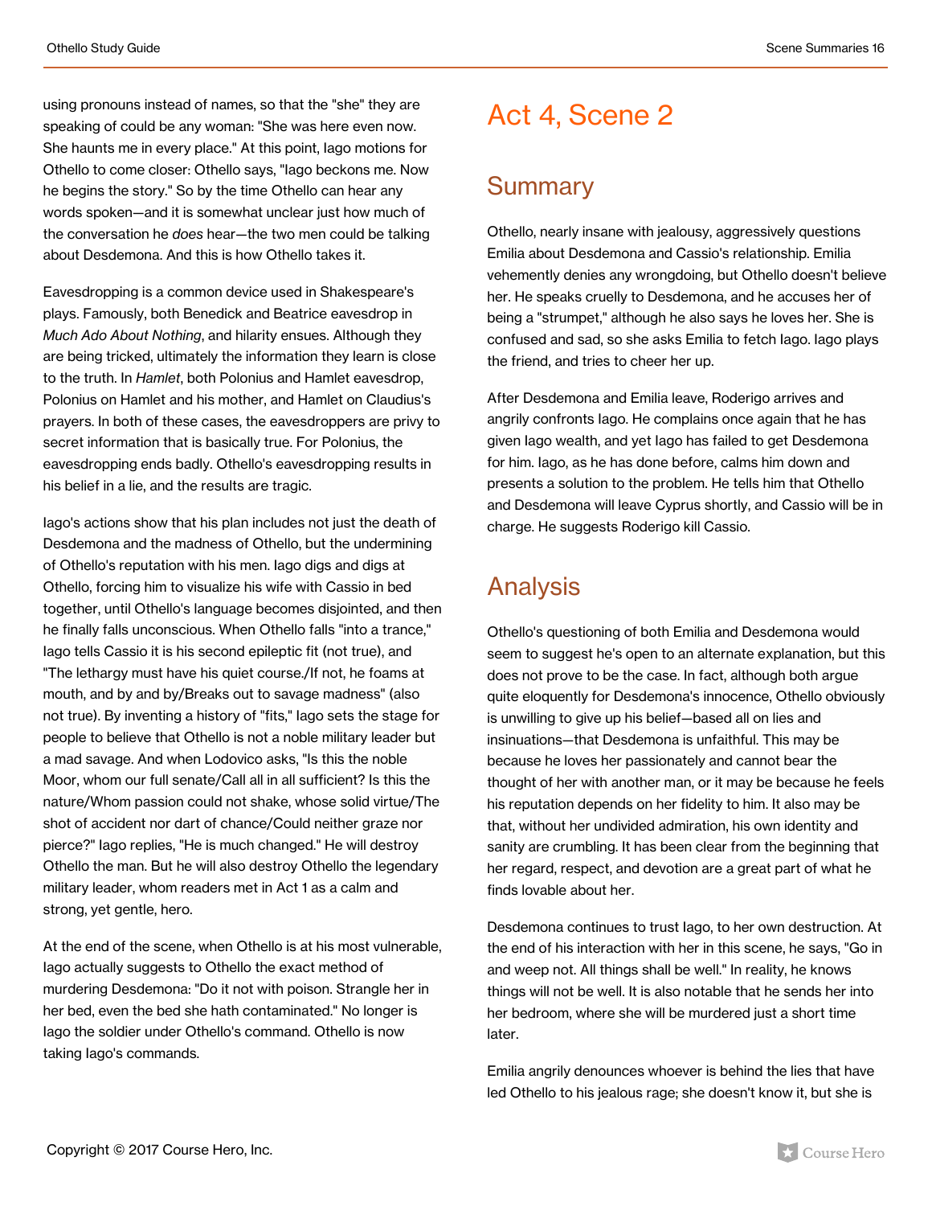using pronouns instead of names, so that the "she" they are speaking of could be any woman: "She was here even now. She haunts me in every place." At this point, Iago motions for Othello to come closer: Othello says, "Iago beckons me. Now he begins the story." So by the time Othello can hear any words spoken—and it is somewhat unclear just how much of the conversation he *does* hear—the two men could be talking about Desdemona. And this is how Othello takes it.

Eavesdropping is a common device used in Shakespeare's plays. Famously, both Benedick and Beatrice eavesdrop in *Much Ado About Nothing*, and hilarity ensues. Although they are being tricked, ultimately the information they learn is close to the truth. In *Hamlet*, both Polonius and Hamlet eavesdrop, Polonius on Hamlet and his mother, and Hamlet on Claudius's prayers. In both of these cases, the eavesdroppers are privy to secret information that is basically true. For Polonius, the eavesdropping ends badly. Othello's eavesdropping results in his belief in a lie, and the results are tragic.

Iago's actions show that his plan includes not just the death of Desdemona and the madness of Othello, but the undermining of Othello's reputation with his men. Iago digs and digs at Othello, forcing him to visualize his wife with Cassio in bed together, until Othello's language becomes disjointed, and then he finally falls unconscious. When Othello falls "into a trance," Iago tells Cassio it is his second epileptic fit (not true), and "The lethargy must have his quiet course./If not, he foams at mouth, and by and by/Breaks out to savage madness" (also not true). By inventing a history of "fits," Iago sets the stage for people to believe that Othello is not a noble military leader but a mad savage. And when Lodovico asks, "Is this the noble Moor, whom our full senate/Call all in all sufficient? Is this the nature/Whom passion could not shake, whose solid virtue/The shot of accident nor dart of chance/Could neither graze nor pierce?" Iago replies, "He is much changed." He will destroy Othello the man. But he will also destroy Othello the legendary military leader, whom readers met in Act 1 as a calm and strong, yet gentle, hero.

At the end of the scene, when Othello is at his most vulnerable, Iago actually suggests to Othello the exact method of murdering Desdemona: "Do it not with poison. Strangle her in her bed, even the bed she hath contaminated." No longer is Iago the soldier under Othello's command. Othello is now taking Iago's commands.

# Act 4, Scene 2

## Summary

Othello, nearly insane with jealousy, aggressively questions Emilia about Desdemona and Cassio's relationship. Emilia vehemently denies any wrongdoing, but Othello doesn't believe her. He speaks cruelly to Desdemona, and he accuses her of being a "strumpet," although he also says he loves her. She is confused and sad, so she asks Emilia to fetch Iago. Iago plays the friend, and tries to cheer her up.

After Desdemona and Emilia leave, Roderigo arrives and angrily confronts Iago. He complains once again that he has given Iago wealth, and yet Iago has failed to get Desdemona for him. Iago, as he has done before, calms him down and presents a solution to the problem. He tells him that Othello and Desdemona will leave Cyprus shortly, and Cassio will be in charge. He suggests Roderigo kill Cassio.

## Analysis

Othello's questioning of both Emilia and Desdemona would seem to suggest he's open to an alternate explanation, but this does not prove to be the case. In fact, although both argue quite eloquently for Desdemona's innocence, Othello obviously is unwilling to give up his belief—based all on lies and insinuations—that Desdemona is unfaithful. This may be because he loves her passionately and cannot bear the thought of her with another man, or it may be because he feels his reputation depends on her fidelity to him. It also may be that, without her undivided admiration, his own identity and sanity are crumbling. It has been clear from the beginning that her regard, respect, and devotion are a great part of what he finds lovable about her.

Desdemona continues to trust Iago, to her own destruction. At the end of his interaction with her in this scene, he says, "Go in and weep not. All things shall be well." In reality, he knows things will not be well. It is also notable that he sends her into her bedroom, where she will be murdered just a short time later.

Emilia angrily denounces whoever is behind the lies that have led Othello to his jealous rage; she doesn't know it, but she is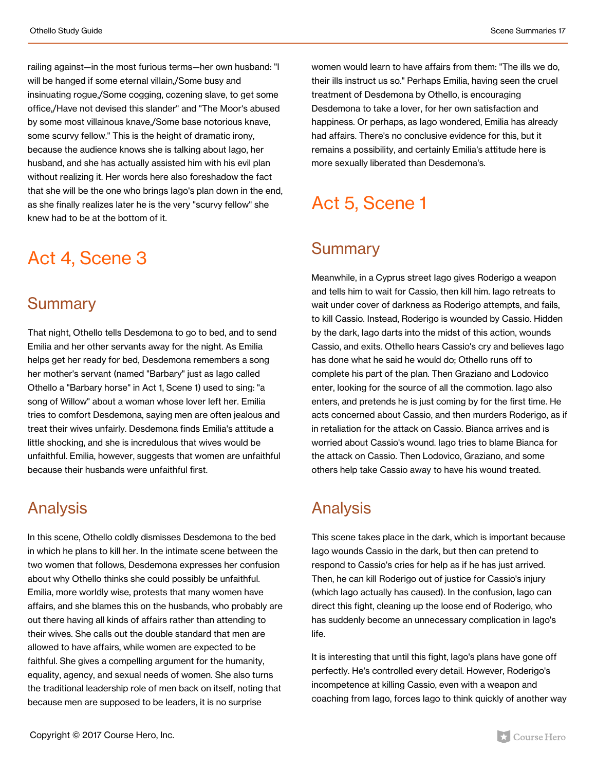railing against—in the most furious terms—her own husband: "I will be hanged if some eternal villain,/Some busy and insinuating rogue,/Some cogging, cozening slave, to get some office,/Have not devised this slander" and "The Moor's abused by some most villainous knave,/Some base notorious knave, some scurvy fellow." This is the height of dramatic irony, because the audience knows she is talking about Iago, her husband, and she has actually assisted him with his evil plan without realizing it. Her words here also foreshadow the fact that she will be the one who brings Iago's plan down in the end, as she finally realizes later he is the very "scurvy fellow" she knew had to be at the bottom of it.

# Act 4, Scene 3

## Summary

That night, Othello tells Desdemona to go to bed, and to send Emilia and her other servants away for the night. As Emilia helps get her ready for bed, Desdemona remembers a song her mother's servant (named "Barbary" just as Iago called Othello a "Barbary horse" in Act 1, Scene 1) used to sing: "a song of Willow" about a woman whose lover left her. Emilia tries to comfort Desdemona, saying men are often jealous and treat their wives unfairly. Desdemona finds Emilia's attitude a little shocking, and she is incredulous that wives would be unfaithful. Emilia, however, suggests that women are unfaithful because their husbands were unfaithful first.

## Analysis

In this scene, Othello coldly dismisses Desdemona to the bed in which he plans to kill her. In the intimate scene between the two women that follows, Desdemona expresses her confusion about why Othello thinks she could possibly be unfaithful. Emilia, more worldly wise, protests that many women have affairs, and she blames this on the husbands, who probably are out there having all kinds of affairs rather than attending to their wives. She calls out the double standard that men are allowed to have affairs, while women are expected to be faithful. She gives a compelling argument for the humanity, equality, agency, and sexual needs of women. She also turns the traditional leadership role of men back on itself, noting that because men are supposed to be leaders, it is no surprise women would learn to have affairs from them: "The ills we do, their ills instruct us so." Perhaps Emilia, having seen the cruel treatment of Desdemona by Othello, is encouraging Desdemona to take a lover, for her own satisfaction and happiness. Or perhaps, as Iago wondered, Emilia has already had affairs. There's no conclusive evidence for this, but it remains a possibility, and certainly Emilia's attitude here is more sexually liberated than Desdemona's.

# Act 5, Scene 1

## Summary

Meanwhile, in a Cyprus street Iago gives Roderigo a weapon and tells him to wait for Cassio, then kill him. Iago retreats to wait under cover of darkness as Roderigo attempts, and fails, to kill Cassio. Instead, Roderigo is wounded by Cassio. Hidden by the dark, Iago darts into the midst of this action, wounds Cassio, and exits. Othello hears Cassio's cry and believes Iago has done what he said he would do; Othello runs off to complete his part of the plan. Then Graziano and Lodovico enter, looking for the source of all the commotion. Iago also enters, and pretends he is just coming by for the first time. He acts concerned about Cassio, and then murders Roderigo, as if in retaliation for the attack on Cassio. Bianca arrives and is worried about Cassio's wound. Iago tries to blame Bianca for the attack on Cassio. Then Lodovico, Graziano, and some others help take Cassio away to have his wound treated.

## Analysis

This scene takes place in the dark, which is important because Iago wounds Cassio in the dark, but then can pretend to respond to Cassio's cries for help as if he has just arrived. Then, he can kill Roderigo out of justice for Cassio's injury (which Iago actually has caused). In the confusion, Iago can direct this fight, cleaning up the loose end of Roderigo, who has suddenly become an unnecessary complication in Iago's life.

It is interesting that until this fight, Iago's plans have gone off perfectly. He's controlled every detail. However, Roderigo's incompetence at killing Cassio, even with a weapon and coaching from Iago, forces Iago to think quickly of another way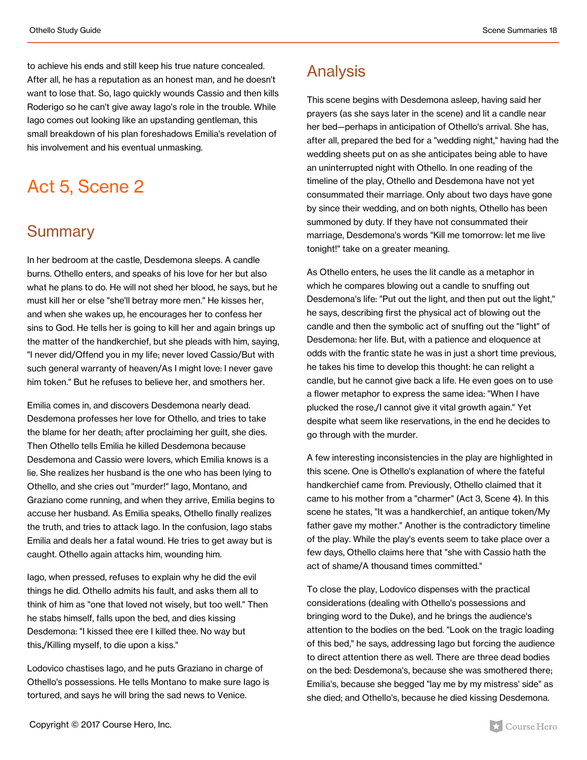to achieve his ends and still keep his true nature concealed. After all, he has a reputation as an honest man, and he doesn't want to lose that. So, Iago quickly wounds Cassio and then kills Roderigo so he can't give away Iago's role in the trouble. While Iago comes out looking like an upstanding gentleman, this small breakdown of his plan foreshadows Emilia's revelation of his involvement and his eventual unmasking.

# Act 5, Scene 2

## Summary

In her bedroom at the castle, Desdemona sleeps. A candle burns. Othello enters, and speaks of his love for her but also what he plans to do. He will not shed her blood, he says, but he must kill her or else "she'll betray more men." He kisses her, and when she wakes up, he encourages her to confess her sins to God. He tells her is going to kill her and again brings up the matter of the handkerchief, but she pleads with him, saying, "I never did/Offend you in my life; never loved Cassio/But with such general warranty of heaven/As I might love: I never gave him token." But he refuses to believe her, and smothers her.

Emilia comes in, and discovers Desdemona nearly dead. Desdemona professes her love for Othello, and tries to take the blame for her death; after proclaiming her guilt, she dies. Then Othello tells Emilia he killed Desdemona because Desdemona and Cassio were lovers, which Emilia knows is a lie. She realizes her husband is the one who has been lying to Othello, and she cries out "murder!" Iago, Montano, and Graziano come running, and when they arrive, Emilia begins to accuse her husband. As Emilia speaks, Othello finally realizes the truth, and tries to attack Iago. In the confusion, Iago stabs Emilia and deals her a fatal wound. He tries to get away but is caught. Othello again attacks him, wounding him.

Iago, when pressed, refuses to explain why he did the evil things he did. Othello admits his fault, and asks them all to think of him as "one that loved not wisely, but too well." Then he stabs himself, falls upon the bed, and dies kissing Desdemona: "I kissed thee ere I killed thee. No way but this,/Killing myself, to die upon a kiss."

Lodovico chastises Iago, and he puts Graziano in charge of Othello's possessions. He tells Montano to make sure Iago is tortured, and says he will bring the sad news to Venice.

## Analysis

This scene begins with Desdemona asleep, having said her prayers (as she says later in the scene) and lit a candle near her bed—perhaps in anticipation of Othello's arrival. She has, after all, prepared the bed for a "wedding night," having had the wedding sheets put on as she anticipates being able to have an uninterrupted night with Othello. In one reading of the timeline of the play, Othello and Desdemona have not yet consummated their marriage. Only about two days have gone by since their wedding, and on both nights, Othello has been summoned by duty. If they have not consummated their marriage, Desdemona's words "Kill me tomorrow: let me live tonight!" take on a greater meaning.

As Othello enters, he uses the lit candle as a metaphor in which he compares blowing out a candle to snuffing out Desdemona's life: "Put out the light, and then put out the light," he says, describing first the physical act of blowing out the candle and then the symbolic act of snuffing out the "light" of Desdemona: her life. But, with a patience and eloquence at odds with the frantic state he was in just a short time previous, he takes his time to develop this thought: he can relight a candle, but he cannot give back a life. He even goes on to use a flower metaphor to express the same idea: "When I have plucked the rose,/I cannot give it vital growth again." Yet despite what seem like reservations, in the end he decides to go through with the murder.

A few interesting inconsistencies in the play are highlighted in this scene. One is Othello's explanation of where the fateful handkerchief came from. Previously, Othello claimed that it came to his mother from a "charmer" (Act 3, Scene 4). In this scene he states, "It was a handkerchief, an antique token/My father gave my mother." Another is the contradictory timeline of the play. While the play's events seem to take place over a few days, Othello claims here that "she with Cassio hath the act of shame/A thousand times committed."

To close the play, Lodovico dispenses with the practical considerations (dealing with Othello's possessions and bringing word to the Duke), and he brings the audience's attention to the bodies on the bed. "Look on the tragic loading of this bed," he says, addressing Iago but forcing the audience to direct attention there as well. There are three dead bodies on the bed: Desdemona's, because she was smothered there; Emilia's, because she begged "lay me by my mistress' side" as she died; and Othello's, because he died kissing Desdemona.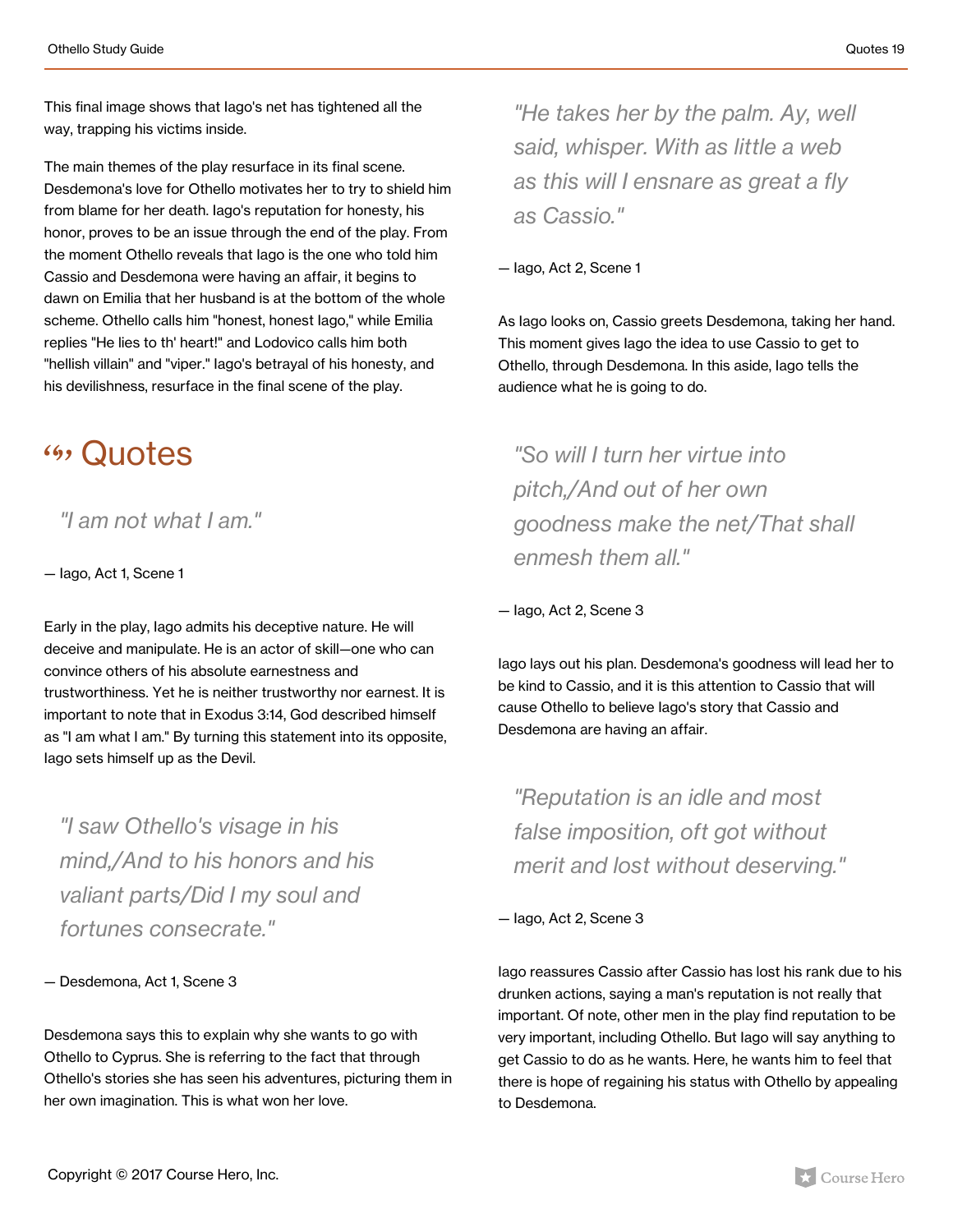This final image shows that Iago's net has tightened all the way, trapping his victims inside.

The main themes of the play resurface in its final scene. Desdemona's love for Othello motivates her to try to shield him from blame for her death. Iago's reputation for honesty, his honor, proves to be an issue through the end of the play. From the moment Othello reveals that Iago is the one who told him Cassio and Desdemona were having an affair, it begins to dawn on Emilia that her husband is at the bottom of the whole scheme. Othello calls him "honest, honest Iago," while Emilia replies "He lies to th' heart!" and Lodovico calls him both "hellish villain" and "viper." Iago's betrayal of his honesty, and his devilishness, resurface in the final scene of the play.

# Quotes

> *"I am not what I am."*

— Iago, Act 1, Scene 1

Early in the play, Iago admits his deceptive nature. He will deceive and manipulate. He is an actor of skill—one who can convince others of his absolute earnestness and trustworthiness. Yet he is neither trustworthy nor earnest. It is important to note that in Exodus 3:14, God described himself as "I am what I am." By turning this statement into its opposite, Iago sets himself up as the Devil.

> *"I saw Othello's visage in his mind,/And to his honors and his valiant parts/Did I my soul and fortunes consecrate."*

— Desdemona, Act 1, Scene 3

Desdemona says this to explain why she wants to go with Othello to Cyprus. She is referring to the fact that through Othello's stories she has seen his adventures, picturing them in her own imagination. This is what won her love.

> *"He takes her by the palm. Ay, well said, whisper. With as little a web as this will I ensnare as great a fly as Cassio."*

— Iago, Act 2, Scene 1

As Iago looks on, Cassio greets Desdemona, taking her hand. This moment gives Iago the idea to use Cassio to get to Othello, through Desdemona. In this aside, Iago tells the audience what he is going to do.

> *"So will I turn her virtue into pitch,/And out of her own goodness make the net/That shall enmesh them all."*

— Iago, Act 2, Scene 3

Iago lays out his plan. Desdemona's goodness will lead her to be kind to Cassio, and it is this attention to Cassio that will cause Othello to believe Iago's story that Cassio and Desdemona are having an affair.

> *"Reputation is an idle and most false imposition, oft got without merit and lost without deserving."*

— Iago, Act 2, Scene 3

Iago reassures Cassio after Cassio has lost his rank due to his drunken actions, saying a man's reputation is not really that important. Of note, other men in the play find reputation to be very important, including Othello. But Iago will say anything to get Cassio to do as he wants. Here, he wants him to feel that there is hope of regaining his status with Othello by appealing to Desdemona.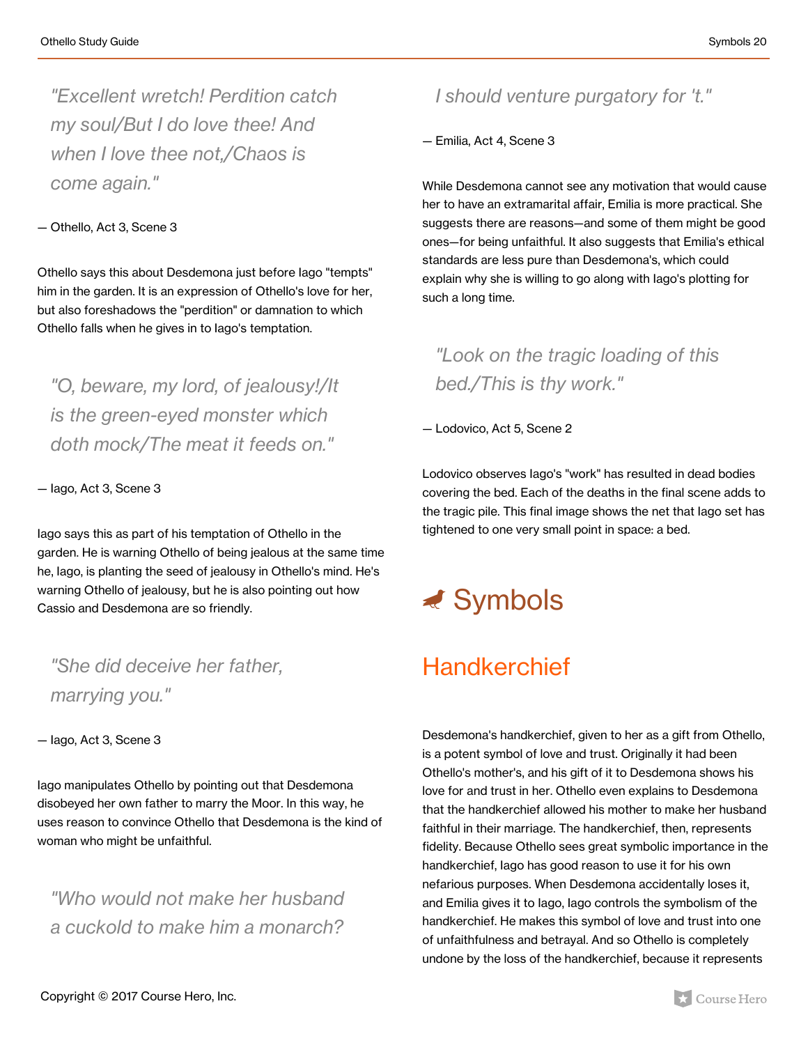> *"Excellent wretch! Perdition catch my soul/But I do love thee! And when I love thee not,/Chaos is come again."*

— Othello, Act 3, Scene 3

Othello says this about Desdemona just before Iago "tempts" him in the garden. It is an expression of Othello's love for her, but also foreshadows the "perdition" or damnation to which Othello falls when he gives in to Iago's temptation.

> *"O, beware, my lord, of jealousy!/It is the green-eyed monster which doth mock/The meat it feeds on."*

— Iago, Act 3, Scene 3

Iago says this as part of his temptation of Othello in the garden. He is warning Othello of being jealous at the same time he, Iago, is planting the seed of jealousy in Othello's mind. He's warning Othello of jealousy, but he is also pointing out how Cassio and Desdemona are so friendly.

> *"She did deceive her father, marrying you."*

— Iago, Act 3, Scene 3

Iago manipulates Othello by pointing out that Desdemona disobeyed her own father to marry the Moor. In this way, he uses reason to convince Othello that Desdemona is the kind of woman who might be unfaithful.

> *"Who would not make her husband a cuckold to make him a monarch? I should venture purgatory for 't."*

— Emilia, Act 4, Scene 3

While Desdemona cannot see any motivation that would cause her to have an extramarital affair, Emilia is more practical. She suggests there are reasons—and some of them might be good ones—for being unfaithful. It also suggests that Emilia's ethical standards are less pure than Desdemona's, which could explain why she is willing to go along with Iago's plotting for such a long time.

> *"Look on the tragic loading of this bed./This is thy work."*

— Lodovico, Act 5, Scene 2

Lodovico observes Iago's "work" has resulted in dead bodies covering the bed. Each of the deaths in the final scene adds to the tragic pile. This final image shows the net that Iago set has tightened to one very small point in space: a bed.

# Symbols

## Handkerchief

Desdemona's handkerchief, given to her as a gift from Othello, is a potent symbol of love and trust. Originally it had been Othello's mother's, and his gift of it to Desdemona shows his love for and trust in her. Othello even explains to Desdemona that the handkerchief allowed his mother to make her husband faithful in their marriage. The handkerchief, then, represents fidelity. Because Othello sees great symbolic importance in the handkerchief, Iago has good reason to use it for his own nefarious purposes. When Desdemona accidentally loses it, and Emilia gives it to Iago, Iago controls the symbolism of the handkerchief. He makes this symbol of love and trust into one of unfaithfulness and betrayal. And so Othello is completely undone by the loss of the handkerchief, because it represents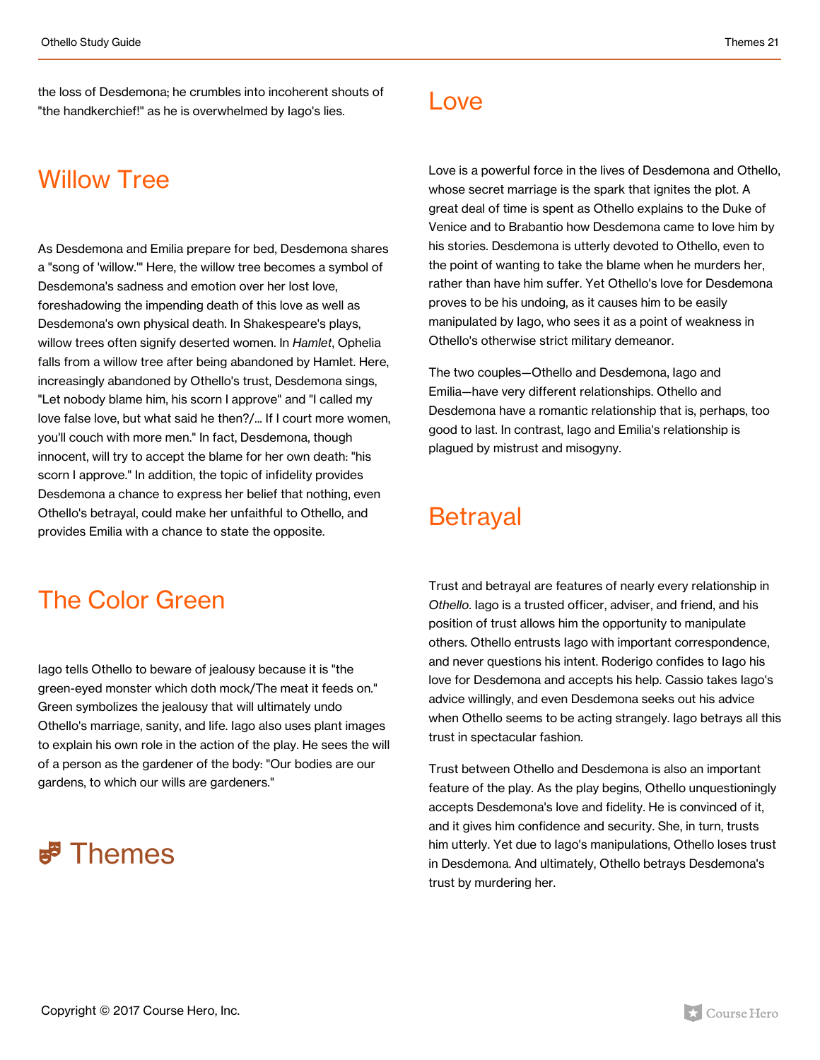the loss of Desdemona; he crumbles into incoherent shouts of "the handkerchief!" as he is overwhelmed by Iago's lies.

## Willow Tree

As Desdemona and Emilia prepare for bed, Desdemona shares a "song of 'willow.'" Here, the willow tree becomes a symbol of Desdemona's sadness and emotion over her lost love, foreshadowing the impending death of this love as well as Desdemona's own physical death. In Shakespeare's plays, willow trees often signify deserted women. In *Hamlet*, Ophelia falls from a willow tree after being abandoned by Hamlet. Here, increasingly abandoned by Othello's trust, Desdemona sings, "Let nobody blame him, his scorn I approve" and "I called my love false love, but what said he then?/... If I court more women, you'll couch with more men." In fact, Desdemona, though innocent, will try to accept the blame for her own death: "his scorn I approve." In addition, the topic of infidelity provides Desdemona a chance to express her belief that nothing, even Othello's betrayal, could make her unfaithful to Othello, and provides Emilia with a chance to state the opposite.

## The Color Green

Iago tells Othello to beware of jealousy because it is "the green-eyed monster which doth mock/The meat it feeds on." Green symbolizes the jealousy that will ultimately undo Othello's marriage, sanity, and life. Iago also uses plant images to explain his own role in the action of the play. He sees the will of a person as the gardener of the body: "Our bodies are our gardens, to which our wills are gardeners."

# Themes

## Love

Love is a powerful force in the lives of Desdemona and Othello, whose secret marriage is the spark that ignites the plot. A great deal of time is spent as Othello explains to the Duke of Venice and to Brabantio how Desdemona came to love him by his stories. Desdemona is utterly devoted to Othello, even to the point of wanting to take the blame when he murders her, rather than have him suffer. Yet Othello's love for Desdemona proves to be his undoing, as it causes him to be easily manipulated by Iago, who sees it as a point of weakness in Othello's otherwise strict military demeanor.

The two couples—Othello and Desdemona, Iago and Emilia—have very different relationships. Othello and Desdemona have a romantic relationship that is, perhaps, too good to last. In contrast, Iago and Emilia's relationship is plagued by mistrust and misogyny.

## Betrayal

Trust and betrayal are features of nearly every relationship in *Othello*. Iago is a trusted officer, adviser, and friend, and his position of trust allows him the opportunity to manipulate others. Othello entrusts Iago with important correspondence, and never questions his intent. Roderigo confides to Iago his love for Desdemona and accepts his help. Cassio takes Iago's advice willingly, and even Desdemona seeks out his advice when Othello seems to be acting strangely. Iago betrays all this trust in spectacular fashion.

Trust between Othello and Desdemona is also an important feature of the play. As the play begins, Othello unquestioningly accepts Desdemona's love and fidelity. He is convinced of it, and it gives him confidence and security. She, in turn, trusts him utterly. Yet due to Iago's manipulations, Othello loses trust in Desdemona. And ultimately, Othello betrays Desdemona's trust by murdering her.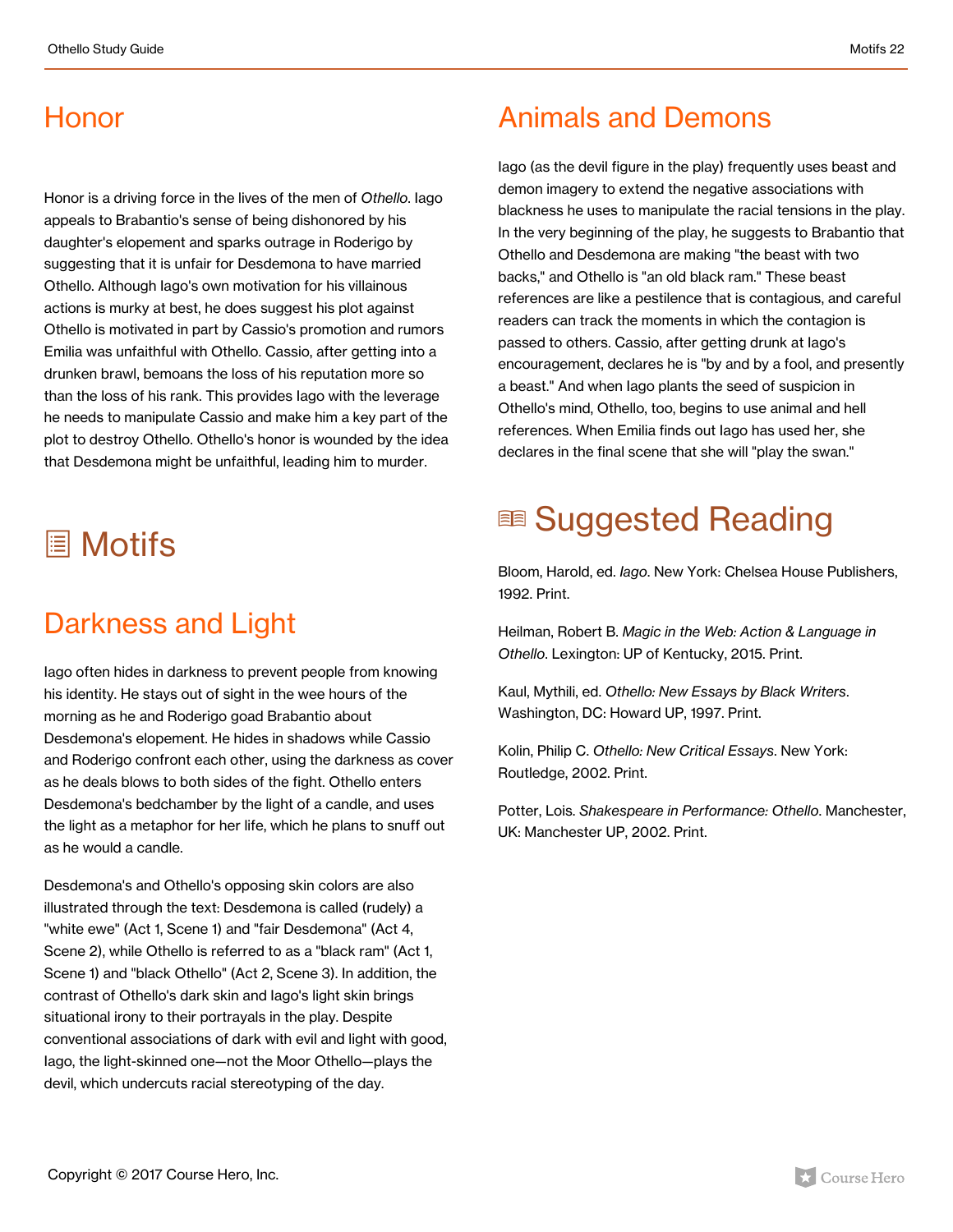## Honor

Honor is a driving force in the lives of the men of *Othello*. Iago appeals to Brabantio's sense of being dishonored by his daughter's elopement and sparks outrage in Roderigo by suggesting that it is unfair for Desdemona to have married Othello. Although Iago's own motivation for his villainous actions is murky at best, he does suggest his plot against Othello is motivated in part by Cassio's promotion and rumors Emilia was unfaithful with Othello. Cassio, after getting into a drunken brawl, bemoans the loss of his reputation more so than the loss of his rank. This provides Iago with the leverage he needs to manipulate Cassio and make him a key part of the plot to destroy Othello. Othello's honor is wounded by the idea that Desdemona might be unfaithful, leading him to murder.

# Motifs

## Darkness and Light

Iago often hides in darkness to prevent people from knowing his identity. He stays out of sight in the wee hours of the morning as he and Roderigo goad Brabantio about Desdemona's elopement. He hides in shadows while Cassio and Roderigo confront each other, using the darkness as cover as he deals blows to both sides of the fight. Othello enters Desdemona's bedchamber by the light of a candle, and uses the light as a metaphor for her life, which he plans to snuff out as he would a candle.

Desdemona's and Othello's opposing skin colors are also illustrated through the text: Desdemona is called (rudely) a "white ewe" (Act 1, Scene 1) and "fair Desdemona" (Act 4, Scene 2), while Othello is referred to as a "black ram" (Act 1, Scene 1) and "black Othello" (Act 2, Scene 3). In addition, the contrast of Othello's dark skin and Iago's light skin brings situational irony to their portrayals in the play. Despite conventional associations of dark with evil and light with good, Iago, the light-skinned one—not the Moor Othello—plays the devil, which undercuts racial stereotyping of the day.

## Animals and Demons

Iago (as the devil figure in the play) frequently uses beast and demon imagery to extend the negative associations with blackness he uses to manipulate the racial tensions in the play. In the very beginning of the play, he suggests to Brabantio that Othello and Desdemona are making "the beast with two backs," and Othello is "an old black ram." These beast references are like a pestilence that is contagious, and careful readers can track the moments in which the contagion is passed to others. Cassio, after getting drunk at Iago's encouragement, declares he is "by and by a fool, and presently a beast." And when Iago plants the seed of suspicion in Othello's mind, Othello, too, begins to use animal and hell references. When Emilia finds out Iago has used her, she declares in the final scene that she will "play the swan."

# Suggested Reading

Bloom, Harold, ed. *Iago*. New York: Chelsea House Publishers, 1992. Print.

Heilman, Robert B. *Magic in the Web: Action & Language in Othello*. Lexington: UP of Kentucky, 2015. Print.

Kaul, Mythili, ed. *Othello: New Essays by Black Writers*. Washington, DC: Howard UP, 1997. Print.

Kolin, Philip C. *Othello: New Critical Essays*. New York: Routledge, 2002. Print.

Potter, Lois. *Shakespeare in Performance: Othello*. Manchester, UK: Manchester UP, 2002. Print.